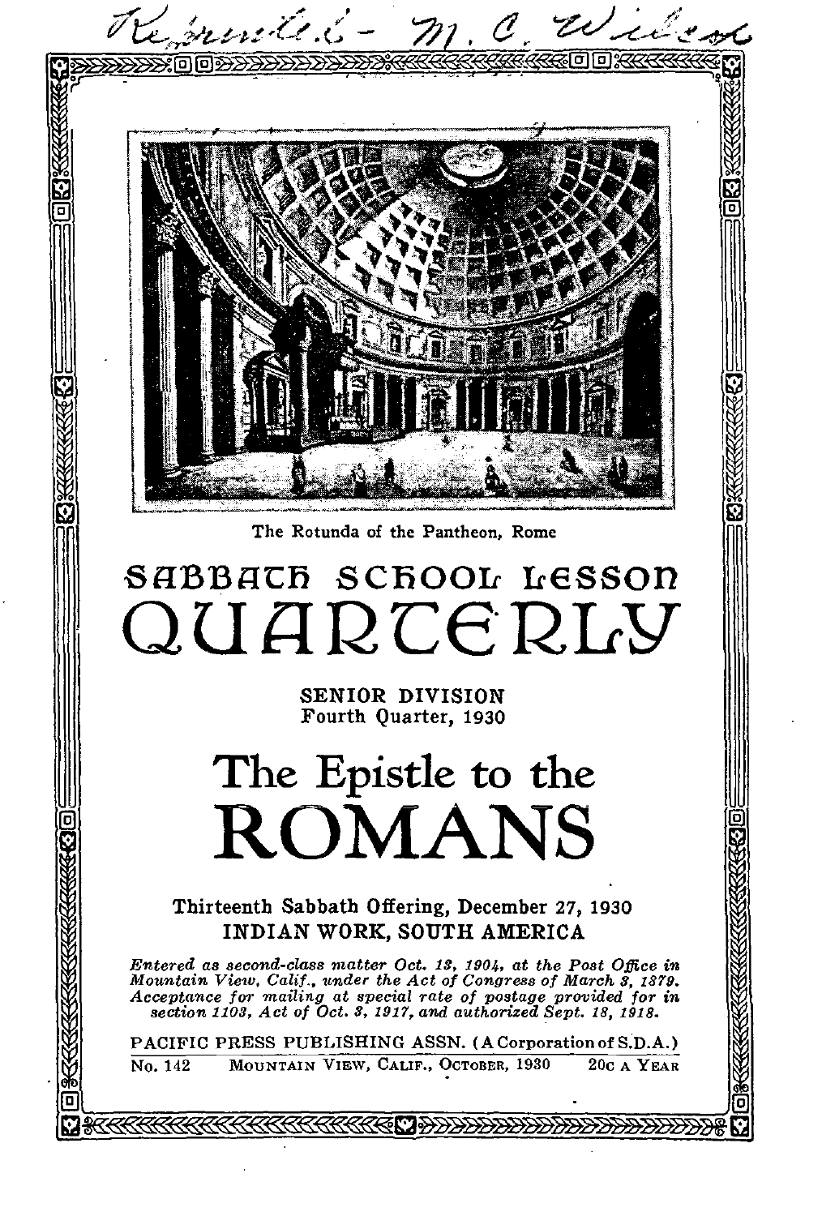The Rotunda of the Pantheon, Rome

# SABBATH SCHOOL LESSON QUARTERLY

SENIOR DIVISION
Fourth Quarter, 1930

# The Epistle to the ROMANS

Thirteenth Sabbath Offering, December 27, 1930
INDIAN WORK, SOUTH AMERICA

*Entered as second-class matter Oct. 13, 1904, at the Post Office in Mountain View, Calif., under the Act of Congress of March 3, 1879. Acceptance for mailing at special rate of postage provided for in section 1103, Act of Oct. 3, 1917, and authorized Sept. 18, 1918.*

PACIFIC PRESS PUBLISHING ASSN. (A Corporation of S.D.A.)

No. 142 MOUNTAIN VIEW, CALIF., OCTOBER, 1930 20c A YEAR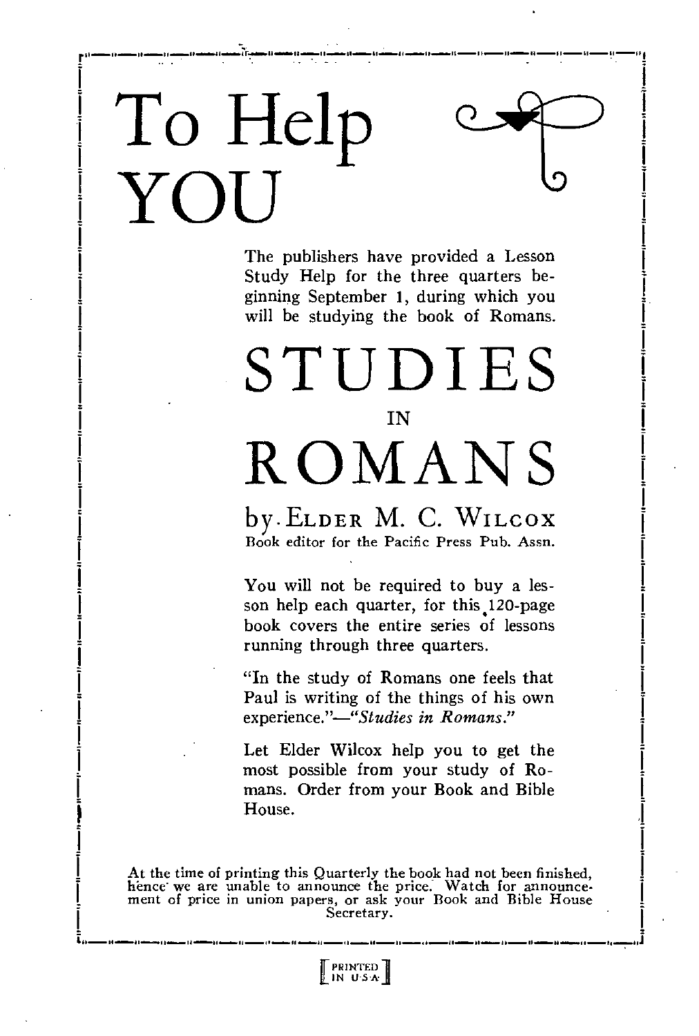# To Help YOU

The publishers have provided a Lesson Study Help for the three quarters beginning September 1, during which you will be studying the book of Romans.

# STUDIES IN ROMANS

## by Elder M. C. Wilcox

Book editor for the Pacific Press Pub. Assn.

You will not be required to buy a lesson help each quarter, for this 120-page book covers the entire series of lessons running through three quarters.

"In the study of Romans one feels that Paul is writing of the things of his own experience."—*"Studies in Romans."*

Let Elder Wilcox help you to get the most possible from your study of Romans. Order from your Book and Bible House.

At the time of printing this Quarterly the book had not been finished, hence we are unable to announce the price. Watch for announcement of price in union papers, or ask your Book and Bible House Secretary.

PRINTED IN U.S.A.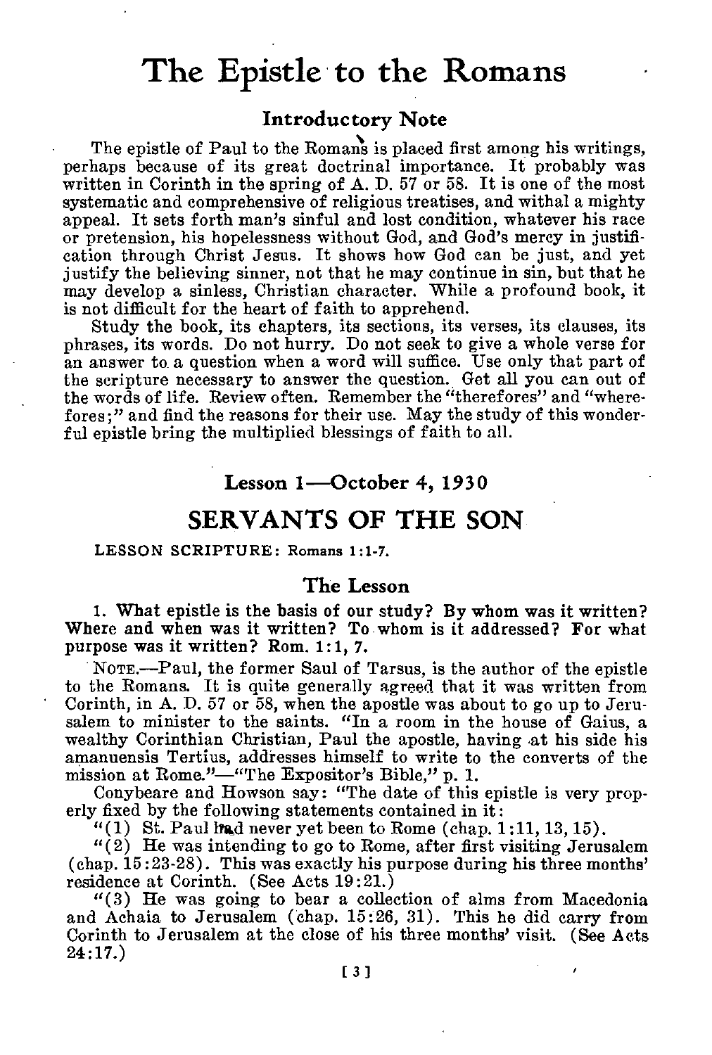# The Epistle to the Romans

### Introductory Note

The epistle of Paul to the Romans is placed first among his writings, perhaps because of its great doctrinal importance. It probably was written in Corinth in the spring of A. D. 57 or 58. It is one of the most systematic and comprehensive of religious treatises, and withal a mighty appeal. It sets forth man's sinful and lost condition, whatever his race or pretension, his hopelessness without God, and God's mercy in justification through Christ Jesus. It shows how God can be just, and yet justify the believing sinner, not that he may continue in sin, but that he may develop a sinless, Christian character. While a profound book, it is not difficult for the heart of faith to apprehend.

Study the book, its chapters, its sections, its verses, its clauses, its phrases, its words. Do not hurry. Do not seek to give a whole verse for an answer to a question when a word will suffice. Use only that part of the scripture necessary to answer the question. Get all you can out of the words of life. Review often. Remember the "therefores" and "wherefores;" and find the reasons for their use. May the study of this wonderful epistle bring the multiplied blessings of faith to all.

### Lesson 1—October 4, 1930

## SERVANTS OF THE SON

LESSON SCRIPTURE: Romans 1:1-7.

### The Lesson

1. **What epistle is the basis of our study? By whom was it written? Where and when was it written? To whom is it addressed? For what purpose was it written? Rom. 1:1, 7.**

NOTE.—Paul, the former Saul of Tarsus, is the author of the epistle to the Romans. It is quite generally agreed that it was written from Corinth, in A. D. 57 or 58, when the apostle was about to go up to Jerusalem to minister to the saints. "In a room in the house of Gaius, a wealthy Corinthian Christian, Paul the apostle, having at his side his amanuensis Tertius, addresses himself to write to the converts of the mission at Rome."—"The Expositor's Bible," p. 1.

Conybeare and Howson say: "The date of this epistle is very properly fixed by the following statements contained in it:

"(1) St. Paul had never yet been to Rome (chap. 1:11, 13, 15).

"(2) He was intending to go to Rome, after first visiting Jerusalem (chap. 15:23-28). This was exactly his purpose during his three months' residence at Corinth. (See Acts 19:21.)

"(3) He was going to bear a collection of alms from Macedonia and Achaia to Jerusalem (chap. 15:26, 31). This he did carry from Corinth to Jerusalem at the close of his three months' visit. (See Acts 24:17.)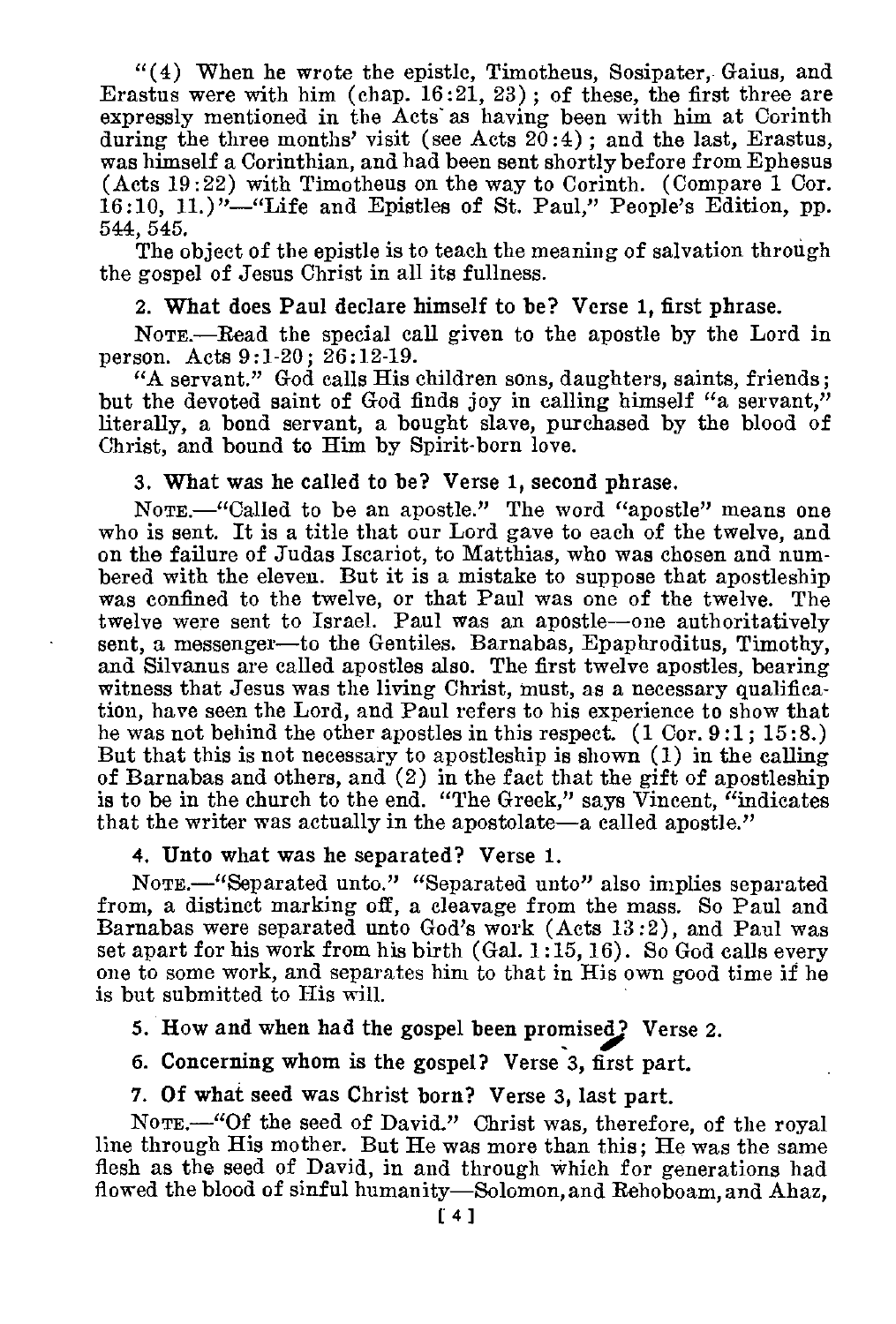"(4) When he wrote the epistle, Timotheus, Sosipater, Gaius, and Erastus were with him (chap. 16:21, 23); of these, the first three are expressly mentioned in the Acts as having been with him at Corinth during the three months' visit (see Acts 20:4); and the last, Erastus, was himself a Corinthian, and had been sent shortly before from Ephesus (Acts 19:22) with Timotheus on the way to Corinth. (Compare 1 Cor. 16:10, 11.)"—"Life and Epistles of St. Paul," People's Edition, pp. 544, 545.

The object of the epistle is to teach the meaning of salvation through the gospel of Jesus Christ in all its fullness.

**2. What does Paul declare himself to be? Verse 1, first phrase.**

NOTE.—Read the special call given to the apostle by the Lord in person. Acts 9:1-20; 26:12-19.

"A servant." God calls His children sons, daughters, saints, friends; but the devoted saint of God finds joy in calling himself "a servant," literally, a bond servant, a bought slave, purchased by the blood of Christ, and bound to Him by Spirit-born love.

**3. What was he called to be? Verse 1, second phrase.**

NOTE.—"Called to be an apostle." The word "apostle" means one who is sent. It is a title that our Lord gave to each of the twelve, and on the failure of Judas Iscariot, to Matthias, who was chosen and numbered with the eleven. But it is a mistake to suppose that apostleship was confined to the twelve, or that Paul was one of the twelve. The twelve were sent to Israel. Paul was an apostle—one authoritatively sent, a messenger—to the Gentiles. Barnabas, Epaphroditus, Timothy, and Silvanus are called apostles also. The first twelve apostles, bearing witness that Jesus was the living Christ, must, as a necessary qualification, have seen the Lord, and Paul refers to his experience to show that he was not behind the other apostles in this respect. (1 Cor. 9:1; 15:8.) But that this is not necessary to apostleship is shown (1) in the calling of Barnabas and others, and (2) in the fact that the gift of apostleship is to be in the church to the end. "The Greek," says Vincent, "indicates that the writer was actually in the apostolate—a called apostle."

**4. Unto what was he separated? Verse 1.**

NOTE.—"Separated unto." "Separated unto" also implies separated from, a distinct marking off, a cleavage from the mass. So Paul and Barnabas were separated unto God's work (Acts 13:2), and Paul was set apart for his work from his birth (Gal. 1:15, 16). So God calls every one to some work, and separates him to that in His own good time if he is but submitted to His will.

**5. How and when had the gospel been promised? Verse 2.**

**6. Concerning whom is the gospel? Verse 3, first part.**

**7. Of what seed was Christ born? Verse 3, last part.**

NOTE.—"Of the seed of David." Christ was, therefore, of the royal line through His mother. But He was more than this; He was the same flesh as the seed of David, in and through which for generations had flowed the blood of sinful humanity—Solomon, and Rehoboam, and Ahaz,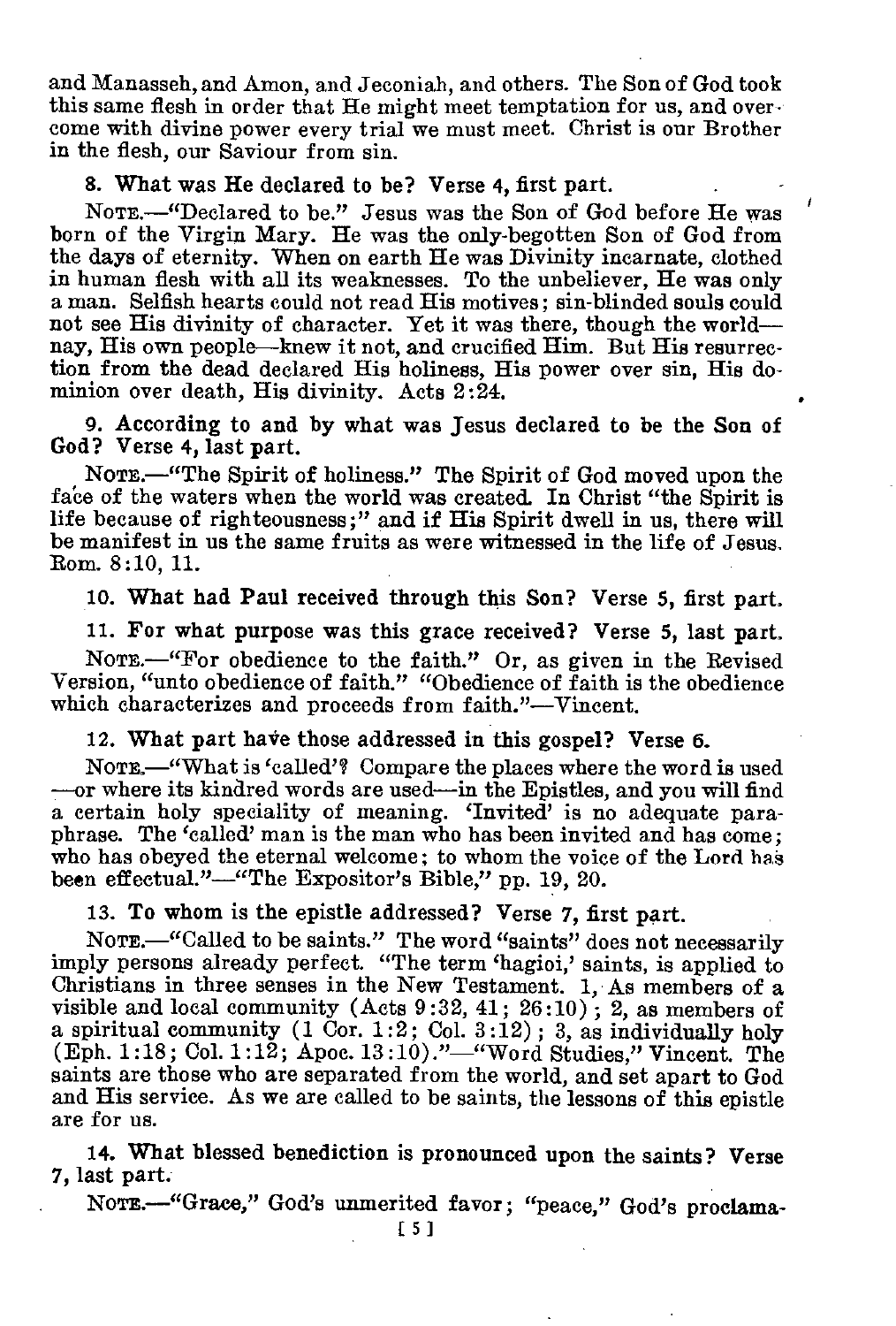and Manasseh, and Amon, and Jeconiah, and others. The Son of God took this same flesh in order that He might meet temptation for us, and overcome with divine power every trial we must meet. Christ is our Brother in the flesh, our Saviour from sin.

**8. What was He declared to be? Verse 4, first part.**

NOTE.—"Declared to be." Jesus was the Son of God before He was born of the Virgin Mary. He was the only-begotten Son of God from the days of eternity. When on earth He was Divinity incarnate, clothed in human flesh with all its weaknesses. To the unbeliever, He was only a man. Selfish hearts could not read His motives; sin-blinded souls could not see His divinity of character. Yet it was there, though the world—nay, His own people—knew it not, and crucified Him. But His resurrection from the dead declared His holiness, His power over sin, His dominion over death, His divinity. Acts 2:24.

**9. According to and by what was Jesus declared to be the Son of God? Verse 4, last part.**

NOTE.—"The Spirit of holiness." The Spirit of God moved upon the face of the waters when the world was created. In Christ "the Spirit is life because of righteousness;" and if His Spirit dwell in us, there will be manifest in us the same fruits as were witnessed in the life of Jesus. Rom. 8:10, 11.

**10. What had Paul received through this Son? Verse 5, first part.**

**11. For what purpose was this grace received? Verse 5, last part.**

NOTE.—"For obedience to the faith." Or, as given in the Revised Version, "unto obedience of faith." "Obedience of faith is the obedience which characterizes and proceeds from faith."—Vincent.

**12. What part have those addressed in this gospel? Verse 6.**

NOTE.—"What is 'called'? Compare the places where the word is used —or where its kindred words are used—in the Epistles, and you will find a certain holy speciality of meaning. 'Invited' is no adequate paraphrase. The 'called' man is the man who has been invited and has come; who has obeyed the eternal welcome; to whom the voice of the Lord has been effectual."—"The Expositor's Bible," pp. 19, 20.

**13. To whom is the epistle addressed? Verse 7, first part.**

NOTE.—"Called to be saints." The word "saints" does not necessarily imply persons already perfect. "The term 'hagioi,' saints, is applied to Christians in three senses in the New Testament. 1, As members of a visible and local community (Acts 9:32, 41; 26:10); 2, as members of a spiritual community (1 Cor. 1:2; Col. 3:12); 3, as individually holy (Eph. 1:18; Col. 1:12; Apoc. 13:10)."—"Word Studies," Vincent. The saints are those who are separated from the world, and set apart to God and His service. As we are called to be saints, the lessons of this epistle are for us.

**14. What blessed benediction is pronounced upon the saints? Verse 7, last part.**

NOTE.—"Grace," God's unmerited favor; "peace," God's proclama-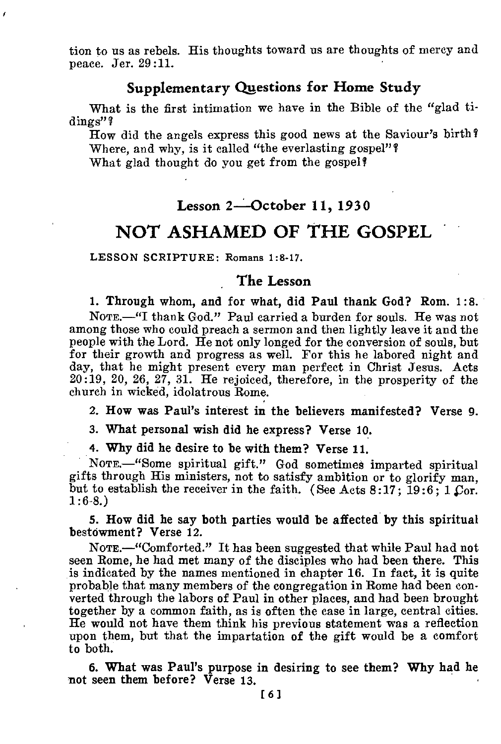tion to us as rebels. His thoughts toward us are thoughts of mercy and peace. Jer. 29:11.

### Supplementary Questions for Home Study

What is the first intimation we have in the Bible of the "glad tidings"?

How did the angels express this good news at the Saviour's birth?

Where, and why, is it called "the everlasting gospel"?

What glad thought do you get from the gospel?

### Lesson 2—October 11, 1930

# NOT ASHAMED OF THE GOSPEL

LESSON SCRIPTURE: Romans 1:8-17.

### The Lesson

**1. Through whom, and for what, did Paul thank God? Rom. 1:8.**

NOTE.—"I thank God." Paul carried a burden for souls. He was not among those who could preach a sermon and then lightly leave it and the people with the Lord. He not only longed for the conversion of souls, but for their growth and progress as well. For this he labored night and day, that he might present every man perfect in Christ Jesus. Acts 20:19, 20, 26, 27, 31. He rejoiced, therefore, in the prosperity of the church in wicked, idolatrous Rome.

**2. How was Paul's interest in the believers manifested? Verse 9.**

**3. What personal wish did he express? Verse 10.**

**4. Why did he desire to be with them? Verse 11.**

NOTE.—"Some spiritual gift." God sometimes imparted spiritual gifts through His ministers, not to satisfy ambition or to glorify man, but to establish the receiver in the faith. (See Acts 8:17; 19:6; 1 Cor. 1:6-8.)

**5. How did he say both parties would be affected by this spiritual bestowment? Verse 12.**

NOTE.—"Comforted." It has been suggested that while Paul had not seen Rome, he had met many of the disciples who had been there. This is indicated by the names mentioned in chapter 16. In fact, it is quite probable that many members of the congregation in Rome had been converted through the labors of Paul in other places, and had been brought together by a common faith, as is often the case in large, central cities. He would not have them think his previous statement was a reflection upon them, but that the impartation of the gift would be a comfort to both.

**6. What was Paul's purpose in desiring to see them? Why had he not seen them before? Verse 13.**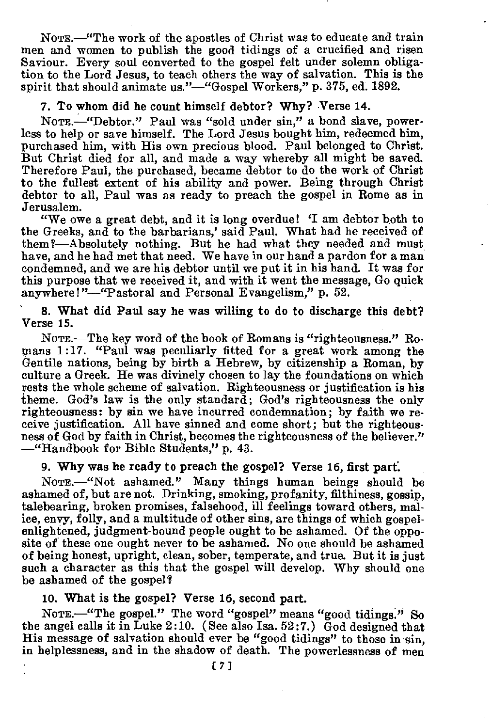NOTE.—"The work of the apostles of Christ was to educate and train men and women to publish the good tidings of a crucified and risen Saviour. Every soul converted to the gospel felt under solemn obligation to the Lord Jesus, to teach others the way of salvation. This is the spirit that should animate us."—"Gospel Workers," p. 375, ed. 1892.

**7. To whom did he count himself debtor? Why? Verse 14.**

NOTE.—"Debtor." Paul was "sold under sin," a bond slave, powerless to help or save himself. The Lord Jesus bought him, redeemed him, purchased him, with His own precious blood. Paul belonged to Christ. But Christ died for all, and made a way whereby all might be saved. Therefore Paul, the purchased, became debtor to do the work of Christ to the fullest extent of his ability and power. Being through Christ debtor to all, Paul was as ready to preach the gospel in Rome as in Jerusalem.

"We owe a great debt, and it is long overdue! 'I am debtor both to the Greeks, and to the barbarians,' said Paul. What had he received of them?—Absolutely nothing. But he had what they needed and must have, and he had met that need. We have in our hand a pardon for a man condemned, and we are his debtor until we put it in his hand. It was for this purpose that we received it, and with it went the message, Go quick anywhere!"—"Pastoral and Personal Evangelism," p. 52.

**8. What did Paul say he was willing to do to discharge this debt? Verse 15.**

NOTE.—The key word of the book of Romans is "righteousness." Romans 1:17. "Paul was peculiarly fitted for a great work among the Gentile nations, being by birth a Hebrew, by citizenship a Roman, by culture a Greek. He was divinely chosen to lay the foundations on which rests the whole scheme of salvation. Righteousness or justification is his theme. God's law is the only standard; God's righteousness the only righteousness: by sin we have incurred condemnation; by faith we receive justification. All have sinned and come short; but the righteousness of God by faith in Christ, becomes the righteousness of the believer."—"Handbook for Bible Students," p. 43.

**9. Why was he ready to preach the gospel? Verse 16, first part.**

NOTE.—"Not ashamed." Many things human beings should be ashamed of, but are not. Drinking, smoking, profanity, filthiness, gossip, talebearing, broken promises, falsehood, ill feelings toward others, malice, envy, folly, and a multitude of other sins, are things of which gospel-enlightened, judgment-bound people ought to be ashamed. Of the opposite of these one ought never to be ashamed. No one should be ashamed of being honest, upright, clean, sober, temperate, and true. But it is just such a character as this that the gospel will develop. Why should one be ashamed of the gospel?

**10. What is the gospel? Verse 16, second part.**

NOTE.—"The gospel." The word "gospel" means "good tidings." So the angel calls it in Luke 2:10. (See also Isa. 52:7.) God designed that His message of salvation should ever be "good tidings" to those in sin, in helplessness, and in the shadow of death. The powerlessness of men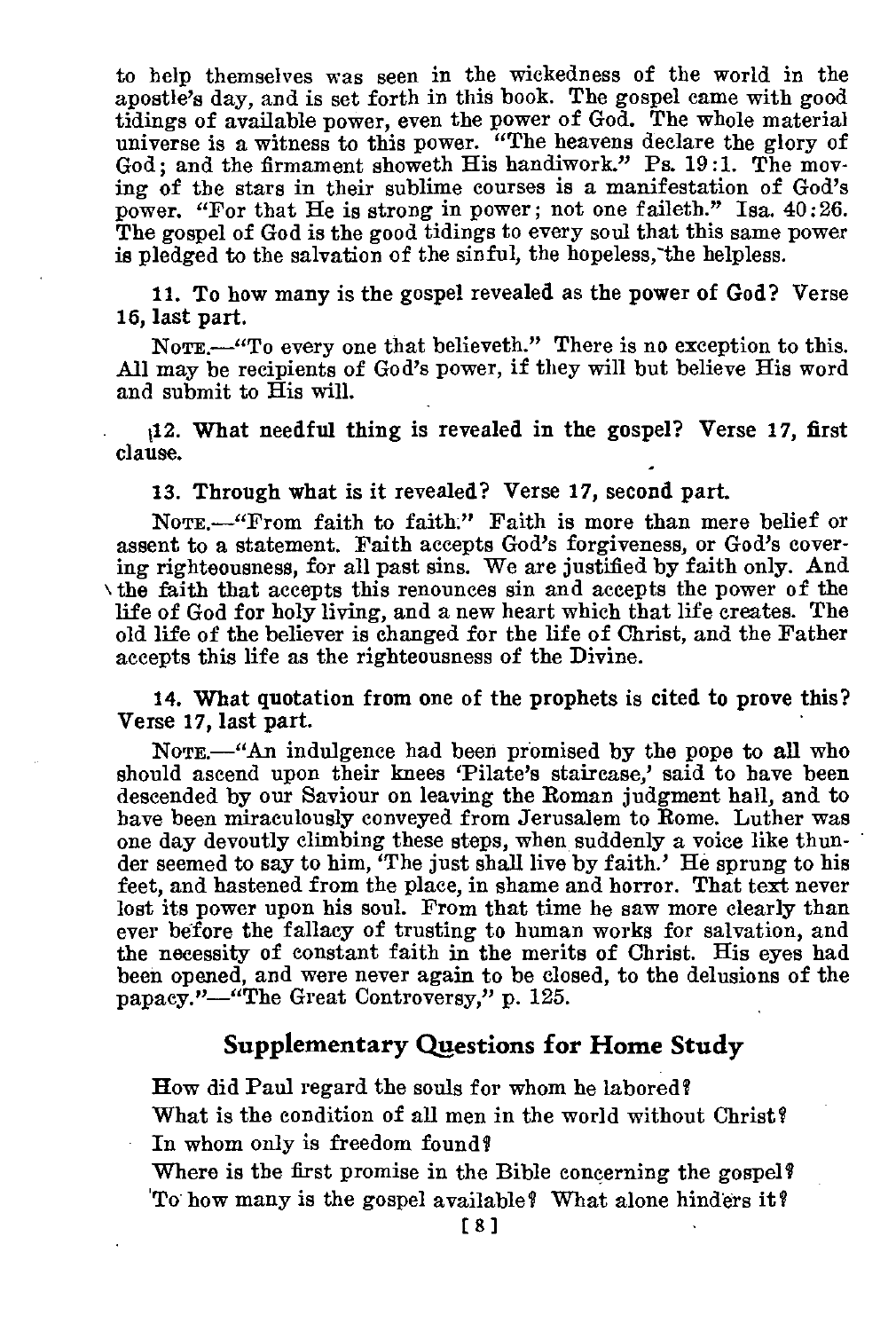to help themselves was seen in the wickedness of the world in the apostle's day, and is set forth in this book. The gospel came with good tidings of available power, even the power of God. The whole material universe is a witness to this power. "The heavens declare the glory of God; and the firmament showeth His handiwork." Ps. 19:1. The moving of the stars in their sublime courses is a manifestation of God's power. "For that He is strong in power; not one faileth." Isa. 40:26. The gospel of God is the good tidings to every soul that this same power is pledged to the salvation of the sinful, the hopeless, the helpless.

**11. To how many is the gospel revealed as the power of God? Verse 16, last part.**

NOTE.—"To every one that believeth." There is no exception to this. All may be recipients of God's power, if they will but believe His word and submit to His will.

**12. What needful thing is revealed in the gospel? Verse 17, first clause.**

**13. Through what is it revealed? Verse 17, second part.**

NOTE.—"From faith to faith." Faith is more than mere belief or assent to a statement. Faith accepts God's forgiveness, or God's covering righteousness, for all past sins. We are justified by faith only. And the faith that accepts this renounces sin and accepts the power of the life of God for holy living, and a new heart which that life creates. The old life of the believer is changed for the life of Christ, and the Father accepts this life as the righteousness of the Divine.

**14. What quotation from one of the prophets is cited to prove this? Verse 17, last part.**

NOTE.—"An indulgence had been promised by the pope to all who should ascend upon their knees 'Pilate's staircase,' said to have been descended by our Saviour on leaving the Roman judgment hall, and to have been miraculously conveyed from Jerusalem to Rome. Luther was one day devoutly climbing these steps, when suddenly a voice like thunder seemed to say to him, 'The just shall live by faith.' He sprung to his feet, and hastened from the place, in shame and horror. That text never lost its power upon his soul. From that time he saw more clearly than ever before the fallacy of trusting to human works for salvation, and the necessity of constant faith in the merits of Christ. His eyes had been opened, and were never again to be closed, to the delusions of the papacy."—"The Great Controversy," p. 125.

## Supplementary Questions for Home Study

How did Paul regard the souls for whom he labored?

What is the condition of all men in the world without Christ?

In whom only is freedom found?

Where is the first promise in the Bible concerning the gospel?

To how many is the gospel available? What alone hinders it?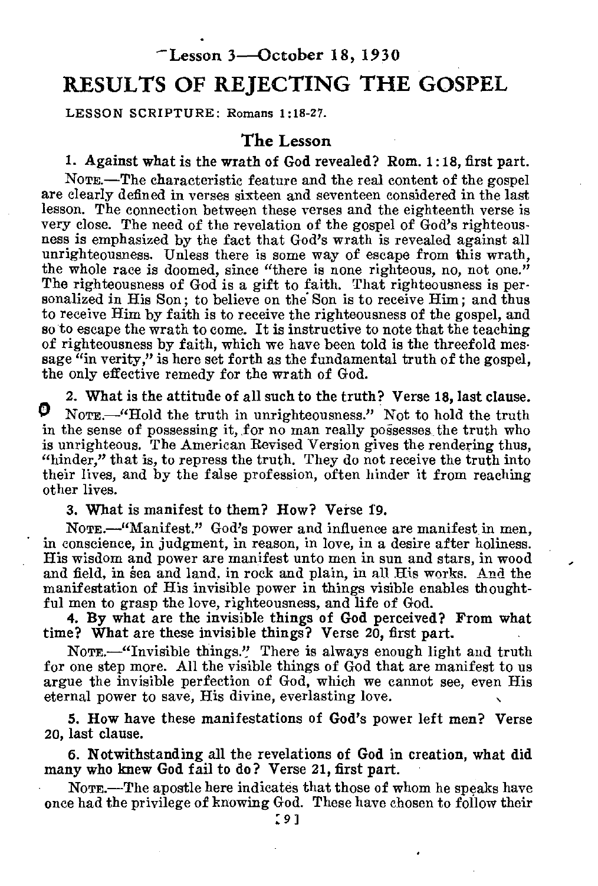Lesson 3—October 18, 1930

# RESULTS OF REJECTING THE GOSPEL

LESSON SCRIPTURE: Romans 1:18-27.

## The Lesson

**1. Against what is the wrath of God revealed? Rom. 1:18, first part.**

NOTE.—The characteristic feature and the real content of the gospel are clearly defined in verses sixteen and seventeen considered in the last lesson. The connection between these verses and the eighteenth verse is very close. The need of the revelation of the gospel of God's righteousness is emphasized by the fact that God's wrath is revealed against all unrighteousness. Unless there is some way of escape from this wrath, the whole race is doomed, since "there is none righteous, no, not one." The righteousness of God is a gift to faith. That righteousness is personalized in His Son; to believe on the Son is to receive Him; and thus to receive Him by faith is to receive the righteousness of the gospel, and so to escape the wrath to come. It is instructive to note that the teaching of righteousness by faith, which we have been told is the threefold message "in verity," is here set forth as the fundamental truth of the gospel, the only effective remedy for the wrath of God.

**2. What is the attitude of all such to the truth? Verse 18, last clause.**

NOTE.—"Hold the truth in unrighteousness." Not to hold the truth in the sense of possessing it, for no man really possesses the truth who is unrighteous. The American Revised Version gives the rendering thus, "hinder," that is, to repress the truth. They do not receive the truth into their lives, and by the false profession, often hinder it from reaching other lives.

**3. What is manifest to them? How? Verse 19.**

NOTE.—"Manifest." God's power and influence are manifest in men, in conscience, in judgment, in reason, in love, in a desire after holiness. His wisdom and power are manifest unto men in sun and stars, in wood and field, in sea and land, in rock and plain, in all His works. And the manifestation of His invisible power in things visible enables thoughtful men to grasp the love, righteousness, and life of God.

**4. By what are the invisible things of God perceived? From what time? What are these invisible things? Verse 20, first part.**

NOTE.—"Invisible things." There is always enough light and truth for one step more. All the visible things of God that are manifest to us argue the invisible perfection of God, which we cannot see, even His eternal power to save, His divine, everlasting love.

**5. How have these manifestations of God's power left men? Verse 20, last clause.**

**6. Notwithstanding all the revelations of God in creation, what did many who knew God fail to do? Verse 21, first part.**

NOTE.—The apostle here indicates that those of whom he speaks have once had the privilege of knowing God. These have chosen to follow their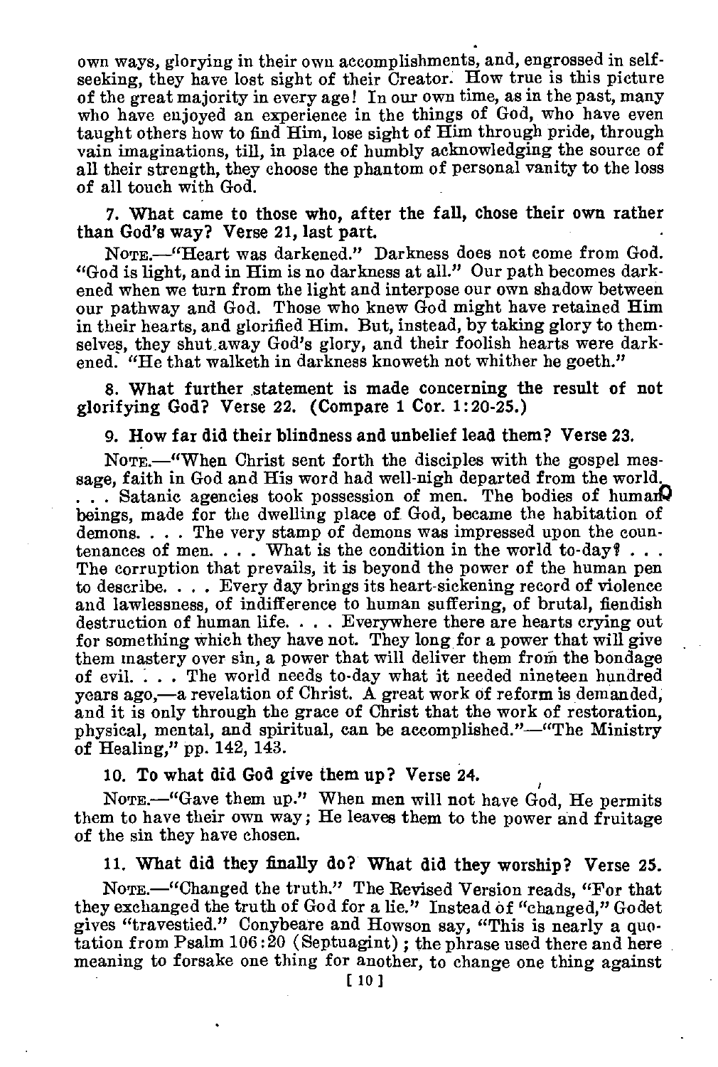own ways, glorying in their own accomplishments, and, engrossed in self-seeking, they have lost sight of their Creator. How true is this picture of the great majority in every age! In our own time, as in the past, many who have enjoyed an experience in the things of God, who have even taught others how to find Him, lose sight of Him through pride, through vain imaginations, till, in place of humbly acknowledging the source of all their strength, they choose the phantom of personal vanity to the loss of all touch with God.

**7. What came to those who, after the fall, chose their own rather than God's way? Verse 21, last part.**

NOTE.—"Heart was darkened." Darkness does not come from God. "God is light, and in Him is no darkness at all." Our path becomes darkened when we turn from the light and interpose our own shadow between our pathway and God. Those who knew God might have retained Him in their hearts, and glorified Him. But, instead, by taking glory to themselves, they shut away God's glory, and their foolish hearts were darkened. "He that walketh in darkness knoweth not whither he goeth."

**8. What further statement is made concerning the result of not glorifying God? Verse 22. (Compare 1 Cor. 1:20-25.)**

**9. How far did their blindness and unbelief lead them? Verse 23.**

NOTE.—"When Christ sent forth the disciples with the gospel message, faith in God and His word had well-nigh departed from the world. . . . Satanic agencies took possession of men. The bodies of human beings, made for the dwelling place of God, became the habitation of demons. . . . The very stamp of demons was impressed upon the countenances of men. . . . What is the condition in the world to-day? . . . The corruption that prevails, it is beyond the power of the human pen to describe. . . . Every day brings its heart-sickening record of violence and lawlessness, of indifference to human suffering, of brutal, fiendish destruction of human life. . . . Everywhere there are hearts crying out for something which they have not. They long for a power that will give them mastery over sin, a power that will deliver them from the bondage of evil. . . . The world needs to-day what it needed nineteen hundred years ago,—a revelation of Christ. A great work of reform is demanded, and it is only through the grace of Christ that the work of restoration, physical, mental, and spiritual, can be accomplished."—"The Ministry of Healing," pp. 142, 143.

**10. To what did God give them up? Verse 24.**

NOTE.—"Gave them up." When men will not have God, He permits them to have their own way; He leaves them to the power and fruitage of the sin they have chosen.

**11. What did they finally do? What did they worship? Verse 25.**

NOTE.—"Changed the truth." The Revised Version reads, "For that they exchanged the truth of God for a lie." Instead of "changed," Godet gives "travestied." Conybeare and Howson say, "This is nearly a quotation from Psalm 106:20 (Septuagint); the phrase used there and here meaning to forsake one thing for another, to change one thing against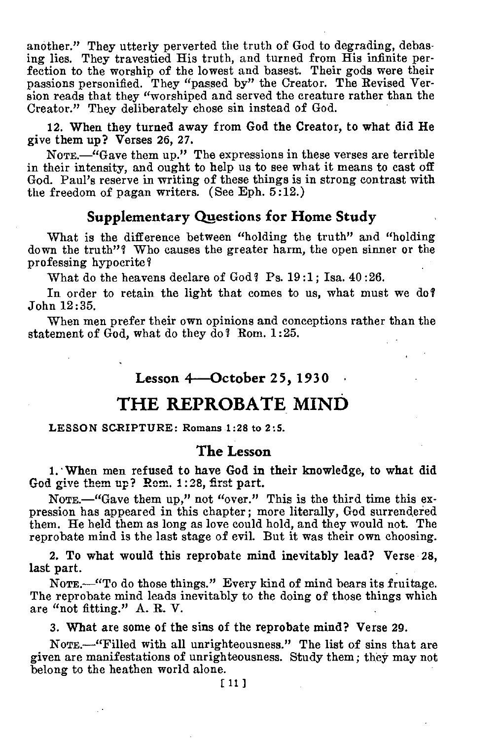another." They utterly perverted the truth of God to degrading, debasing lies. They travestied His truth, and turned from His infinite perfection to the worship of the lowest and basest. Their gods were their passions personified. They "passed by" the Creator. The Revised Version reads that they "worshiped and served the creature rather than the Creator." They deliberately chose sin instead of God.

**12. When they turned away from God the Creator, to what did He give them up? Verses 26, 27.**

NOTE.—"Gave them up." The expressions in these verses are terrible in their intensity, and ought to help us to see what it means to cast off God. Paul's reserve in writing of these things is in strong contrast with the freedom of pagan writers. (See Eph. 5:12.)

## Supplementary Questions for Home Study

What is the difference between "holding the truth" and "holding down the truth"? Who causes the greater harm, the open sinner or the professing hypocrite?

What do the heavens declare of God? Ps. 19:1; Isa. 40:26.

In order to retain the light that comes to us, what must we do? John 12:35.

When men prefer their own opinions and conceptions rather than the statement of God, what do they do? Rom. 1:25.

### Lesson 4—October 25, 1930

# THE REPROBATE MIND

**LESSON SCRIPTURE: Romans 1:28 to 2:5.**

## The Lesson

**1. When men refused to have God in their knowledge, to what did God give them up? Rom. 1:28, first part.**

NOTE.—"Gave them up," not "over." This is the third time this expression has appeared in this chapter; more literally, God surrendered them. He held them as long as love could hold, and they would not. The reprobate mind is the last stage of evil. But it was their own choosing.

**2. To what would this reprobate mind inevitably lead? Verse 28, last part.**

NOTE.—"To do those things." Every kind of mind bears its fruitage. The reprobate mind leads inevitably to the doing of those things which are "not fitting." A. R. V.

**3. What are some of the sins of the reprobate mind? Verse 29.**

NOTE.—"Filled with all unrighteousness." The list of sins that are given are manifestations of unrighteousness. Study them; they may not belong to the heathen world alone.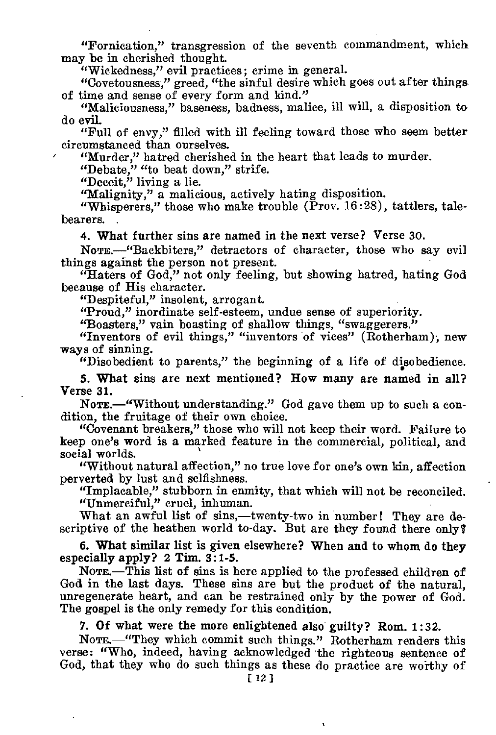"Fornication," transgression of the seventh commandment, which may be in cherished thought.

"Wickedness," evil practices; crime in general.

"Covetousness," greed, "the sinful desire which goes out after things of time and sense of every form and kind."

"Maliciousness," baseness, badness, malice, ill will, a disposition to do evil.

"Full of envy," filled with ill feeling toward those who seem better circumstanced than ourselves.

"Murder," hatred cherished in the heart that leads to murder.

"Debate," "to beat down," strife.

"Deceit," living a lie.

"Malignity," a malicious, actively hating disposition.

"Whisperers," those who make trouble (Prov. 16:28), tattlers, talebearers.

**4. What further sins are named in the next verse? Verse 30.**

NOTE.—"Backbiters," detractors of character, those who say evil things against the person not present.

"Haters of God," not only feeling, but showing hatred, hating God because of His character.

"Despiteful," insolent, arrogant.

"Proud," inordinate self-esteem, undue sense of superiority.

"Boasters," vain boasting of shallow things, "swaggerers."

"Inventors of evil things," "inventors of vices" (Rotherham), new ways of sinning.

"Disobedient to parents," the beginning of a life of disobedience.

**5. What sins are next mentioned? How many are named in all? Verse 31.**

NOTE.—"Without understanding." God gave them up to such a condition, the fruitage of their own choice.

"Covenant breakers," those who will not keep their word. Failure to keep one's word is a marked feature in the commercial, political, and social worlds.

"Without natural affection," no true love for one's own kin, affection perverted by lust and selfishness.

"Implacable," stubborn in enmity, that which will not be reconciled.

"Unmerciful," cruel, inhuman.

What an awful list of sins,—twenty-two in number! They are descriptive of the heathen world to-day. But are they found there only?

**6. What similar list is given elsewhere? When and to whom do they especially apply? 2 Tim. 3:1-5.**

NOTE.—This list of sins is here applied to the professed children of God in the last days. These sins are but the product of the natural, unregenerate heart, and can be restrained only by the power of God. The gospel is the only remedy for this condition.

**7. Of what were the more enlightened also guilty? Rom. 1:32.**

NOTE.—"They which commit such things." Rotherham renders this verse: "Who, indeed, having acknowledged the righteous sentence of God, that they who do such things as these do practice are worthy of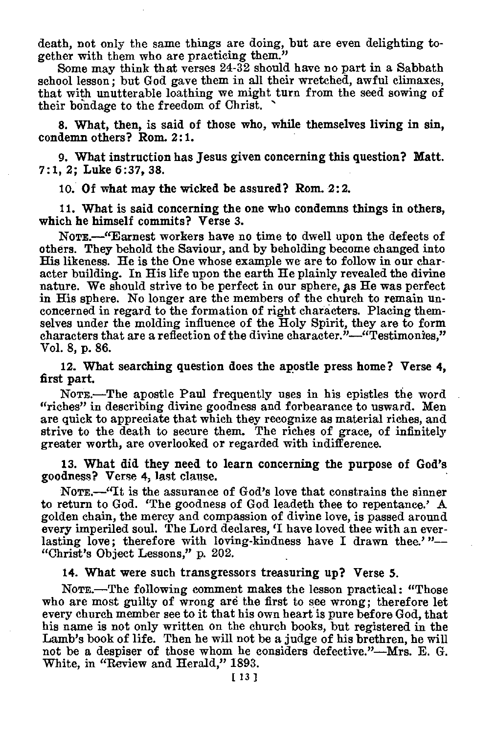death, not only the same things are doing, but are even delighting together with them who are practicing them."

Some may think that verses 24-32 should have no part in a Sabbath school lesson; but God gave them in all their wretched, awful climaxes, that with unutterable loathing we might turn from the seed sowing of their bondage to the freedom of Christ.

**8. What, then, is said of those who, while themselves living in sin, condemn others? Rom. 2:1.**

**9. What instruction has Jesus given concerning this question? Matt. 7:1, 2; Luke 6:37, 38.**

**10. Of what may the wicked be assured? Rom. 2:2.**

**11. What is said concerning the one who condemns things in others, which he himself commits? Verse 3.**

NOTE.—"Earnest workers have no time to dwell upon the defects of others. They behold the Saviour, and by beholding become changed into His likeness. He is the One whose example we are to follow in our character building. In His life upon the earth He plainly revealed the divine nature. We should strive to be perfect in our sphere, as He was perfect in His sphere. No longer are the members of the church to remain unconcerned in regard to the formation of right characters. Placing themselves under the molding influence of the Holy Spirit, they are to form characters that are a reflection of the divine character."—"Testimonies," Vol. 8, p. 86.

**12. What searching question does the apostle press home? Verse 4, first part.**

NOTE.—The apostle Paul frequently uses in his epistles the word "riches" in describing divine goodness and forbearance to usward. Men are quick to appreciate that which they recognize as material riches, and strive to the death to secure them. The riches of grace, of infinitely greater worth, are overlooked or regarded with indifference.

**13. What did they need to learn concerning the purpose of God's goodness? Verse 4, last clause.**

NOTE.—"It is the assurance of God's love that constrains the sinner to return to God. 'The goodness of God leadeth thee to repentance.' A golden chain, the mercy and compassion of divine love, is passed around every imperiled soul. The Lord declares, 'I have loved thee with an everlasting love; therefore with loving-kindness have I drawn thee.'"—"Christ's Object Lessons," p. 202.

**14. What were such transgressors treasuring up? Verse 5.**

NOTE.—The following comment makes the lesson practical: "Those who are most guilty of wrong are the first to see wrong; therefore let every church member see to it that his own heart is pure before God, that his name is not only written on the church books, but registered in the Lamb's book of life. Then he will not be a judge of his brethren, he will not be a despiser of those whom he considers defective."—Mrs. E. G. White, in "Review and Herald," 1893.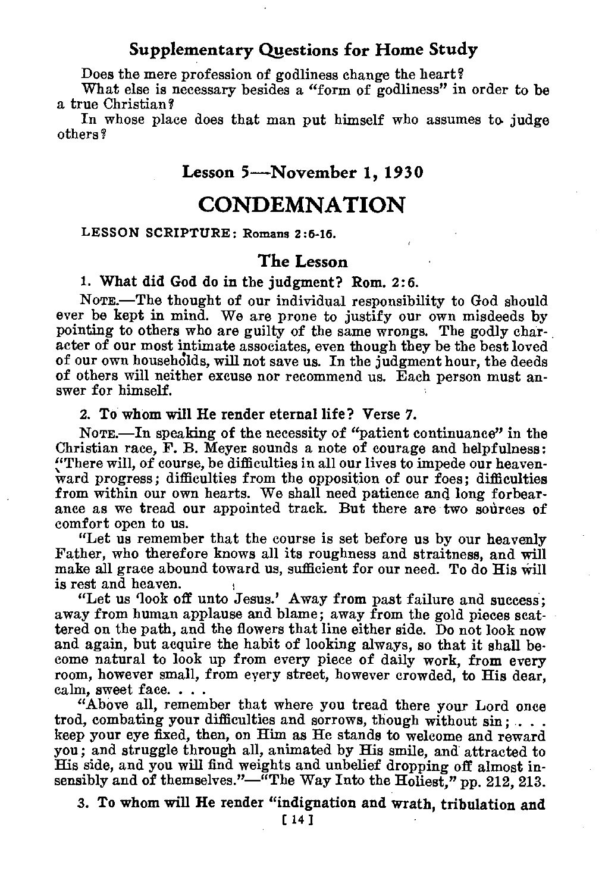### Supplementary Questions for Home Study

Does the mere profession of godliness change the heart?

What else is necessary besides a "form of godliness" in order to be a true Christian?

In whose place does that man put himself who assumes to judge others?

## Lesson 5—November 1, 1930

# CONDEMNATION

LESSON SCRIPTURE: Romans 2:6-16.

### The Lesson

**1. What did God do in the judgment? Rom. 2:6.**

NOTE.—The thought of our individual responsibility to God should ever be kept in mind. We are prone to justify our own misdeeds by pointing to others who are guilty of the same wrongs. The godly character of our most intimate associates, even though they be the best loved of our own households, will not save us. In the judgment hour, the deeds of others will neither excuse nor recommend us. Each person must answer for himself.

**2. To whom will He render eternal life? Verse 7.**

NOTE.—In speaking of the necessity of "patient continuance" in the Christian race, F. B. Meyer sounds a note of courage and helpfulness: "There will, of course, be difficulties in all our lives to impede our heavenward progress; difficulties from the opposition of our foes; difficulties from within our own hearts. We shall need patience and long forbearance as we tread our appointed track. But there are two sources of comfort open to us.

"Let us remember that the course is set before us by our heavenly Father, who therefore knows all its roughness and straitness, and will make all grace abound toward us, sufficient for our need. To do His will is rest and heaven.

"Let us 'look off unto Jesus.' Away from past failure and success; away from human applause and blame; away from the gold pieces scattered on the path, and the flowers that line either side. Do not look now and again, but acquire the habit of looking always, so that it shall become natural to look up from every piece of daily work, from every room, however small, from every street, however crowded, to His dear, calm, sweet face. . . .

"Above all, remember that where you tread there your Lord once trod, combating your difficulties and sorrows, though without sin; . . . keep your eye fixed, then, on Him as He stands to welcome and reward you; and struggle through all, animated by His smile, and attracted to His side, and you will find weights and unbelief dropping off almost insensibly and of themselves."—"The Way Into the Holiest," pp. 212, 213.

**3. To whom will He render "indignation and wrath, tribulation and**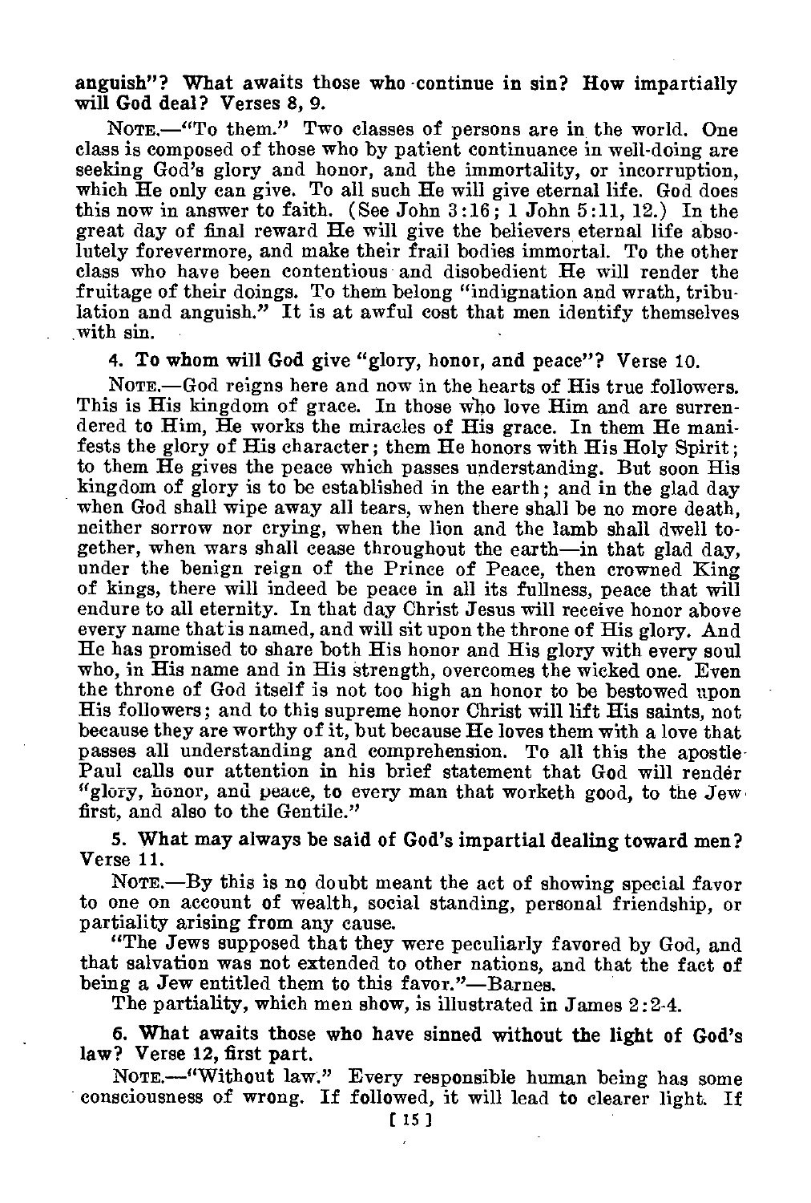**anguish"? What awaits those who continue in sin? How impartially will God deal? Verses 8, 9.**

NOTE.—"To them." Two classes of persons are in the world. One class is composed of those who by patient continuance in well-doing are seeking God's glory and honor, and the immortality, or incorruption, which He only can give. To all such He will give eternal life. God does this now in answer to faith. (See John 3:16; 1 John 5:11, 12.) In the great day of final reward He will give the believers eternal life absolutely forevermore, and make their frail bodies immortal. To the other class who have been contentious and disobedient He will render the fruitage of their doings. To them belong "indignation and wrath, tribulation and anguish." It is at awful cost that men identify themselves with sin.

**4. To whom will God give "glory, honor, and peace"? Verse 10.**

NOTE.—God reigns here and now in the hearts of His true followers. This is His kingdom of grace. In those who love Him and are surrendered to Him, He works the miracles of His grace. In them He manifests the glory of His character; them He honors with His Holy Spirit; to them He gives the peace which passes understanding. But soon His kingdom of glory is to be established in the earth; and in the glad day when God shall wipe away all tears, when there shall be no more death, neither sorrow nor crying, when the lion and the lamb shall dwell together, when wars shall cease throughout the earth—in that glad day, under the benign reign of the Prince of Peace, then crowned King of kings, there will indeed be peace in all its fullness, peace that will endure to all eternity. In that day Christ Jesus will receive honor above every name that is named, and will sit upon the throne of His glory. And He has promised to share both His honor and His glory with every soul who, in His name and in His strength, overcomes the wicked one. Even the throne of God itself is not too high an honor to be bestowed upon His followers; and to this supreme honor Christ will lift His saints, not because they are worthy of it, but because He loves them with a love that passes all understanding and comprehension. To all this the apostle Paul calls our attention in his brief statement that God will render "glory, honor, and peace, to every man that worketh good, to the Jew first, and also to the Gentile."

**5. What may always be said of God's impartial dealing toward men? Verse 11.**

NOTE.—By this is no doubt meant the act of showing special favor to one on account of wealth, social standing, personal friendship, or partiality arising from any cause.

"The Jews supposed that they were peculiarly favored by God, and that salvation was not extended to other nations, and that the fact of being a Jew entitled them to this favor."—Barnes.

The partiality, which men show, is illustrated in James 2:2-4.

**6. What awaits those who have sinned without the light of God's law? Verse 12, first part.**

NOTE.—"Without law." Every responsible human being has some consciousness of wrong. If followed, it will lead to clearer light. If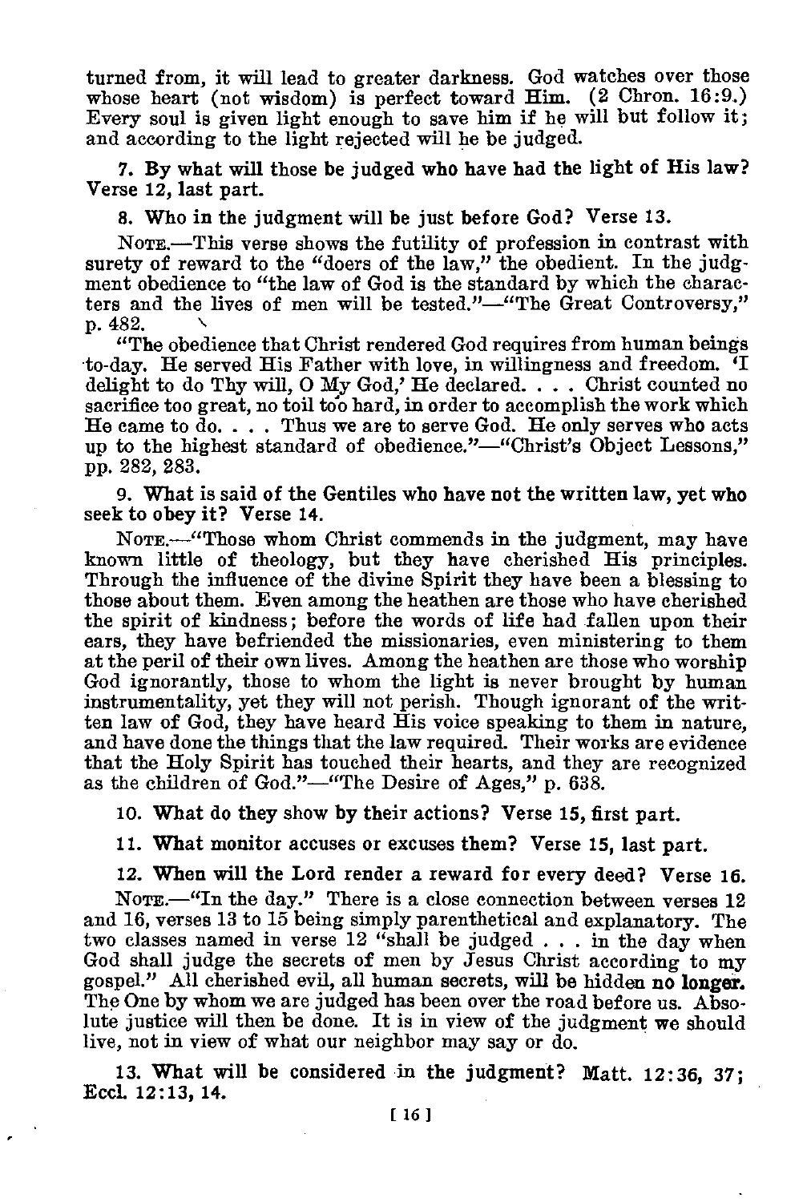turned from, it will lead to greater darkness. God watches over those whose heart (not wisdom) is perfect toward Him. (2 Chron. 16:9.) Every soul is given light enough to save him if he will but follow it; and according to the light rejected will he be judged.

**7. By what will those be judged who have had the light of His law? Verse 12, last part.**

**8. Who in the judgment will be just before God? Verse 13.**

NOTE.—This verse shows the futility of profession in contrast with surety of reward to the "doers of the law," the obedient. In the judgment obedience to "the law of God is the standard by which the characters and the lives of men will be tested."—"The Great Controversy," p. 482.

"The obedience that Christ rendered God requires from human beings to-day. He served His Father with love, in willingness and freedom. 'I delight to do Thy will, O My God,' He declared. . . . Christ counted no sacrifice too great, no toil too hard, in order to accomplish the work which He came to do. . . . Thus we are to serve God. He only serves who acts up to the highest standard of obedience."—"Christ's Object Lessons," pp. 282, 283.

**9. What is said of the Gentiles who have not the written law, yet who seek to obey it? Verse 14.**

NOTE.—"Those whom Christ commends in the judgment, may have known little of theology, but they have cherished His principles. Through the influence of the divine Spirit they have been a blessing to those about them. Even among the heathen are those who have cherished the spirit of kindness; before the words of life had fallen upon their ears, they have befriended the missionaries, even ministering to them at the peril of their own lives. Among the heathen are those who worship God ignorantly, those to whom the light is never brought by human instrumentality, yet they will not perish. Though ignorant of the written law of God, they have heard His voice speaking to them in nature, and have done the things that the law required. Their works are evidence that the Holy Spirit has touched their hearts, and they are recognized as the children of God."—"The Desire of Ages," p. 638.

**10. What do they show by their actions? Verse 15, first part.**

**11. What monitor accuses or excuses them? Verse 15, last part.**

**12. When will the Lord render a reward for every deed? Verse 16.**

NOTE.—"In the day." There is a close connection between verses 12 and 16, verses 13 to 15 being simply parenthetical and explanatory. The two classes named in verse 12 "shall be judged . . . in the day when God shall judge the secrets of men by Jesus Christ according to my gospel." All cherished evil, all human secrets, will be hidden no longer. The One by whom we are judged has been over the road before us. Absolute justice will then be done. It is in view of the judgment we should live, not in view of what our neighbor may say or do.

**13. What will be considered in the judgment? Matt. 12:36, 37; Eccl. 12:13, 14.**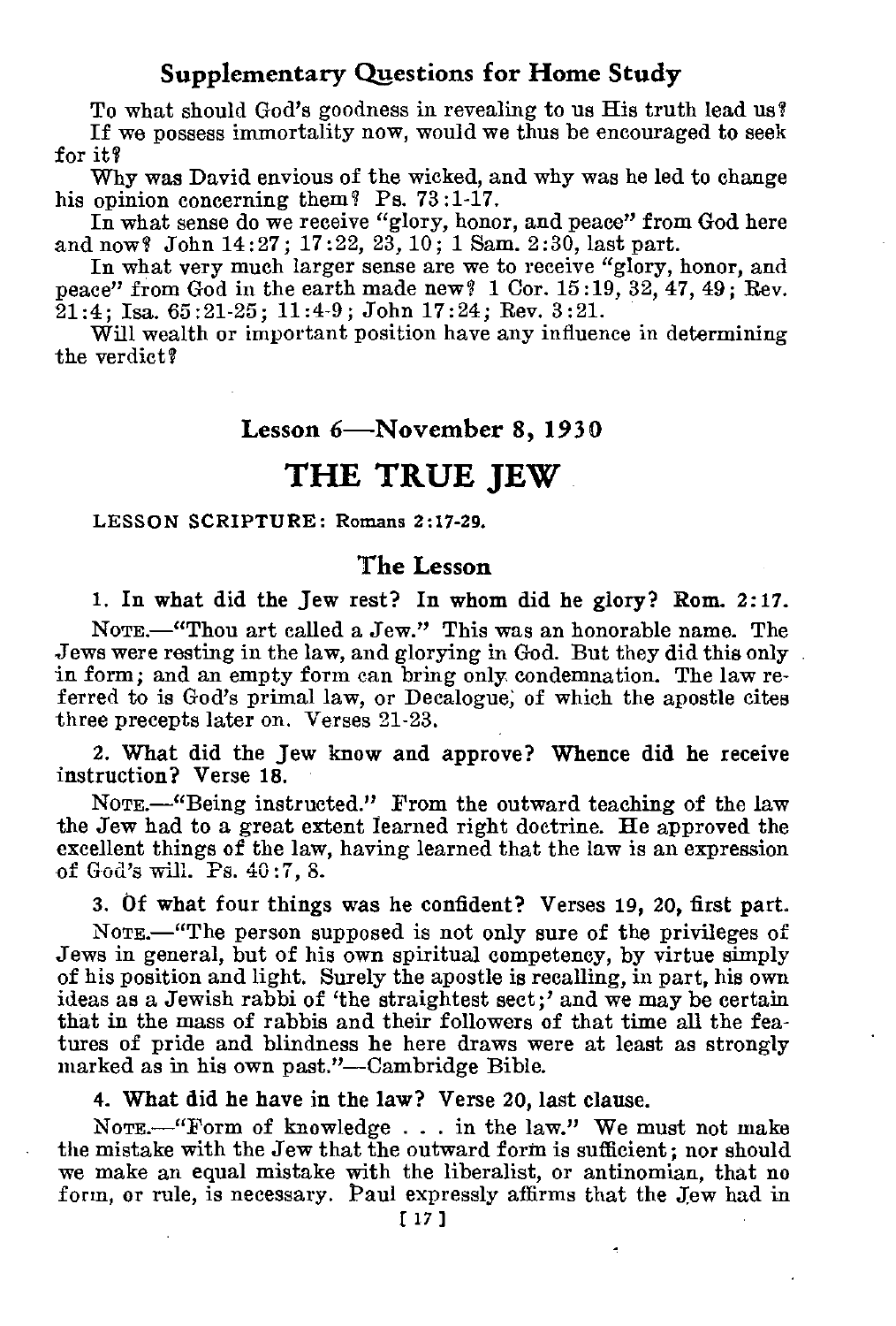### Supplementary Questions for Home Study

To what should God's goodness in revealing to us His truth lead us?

If we possess immortality now, would we thus be encouraged to seek for it?

Why was David envious of the wicked, and why was he led to change his opinion concerning them? Ps. 73:1-17.

In what sense do we receive "glory, honor, and peace" from God here and now? John 14:27; 17:22, 23, 10; 1 Sam. 2:30, last part.

In what very much larger sense are we to receive "glory, honor, and peace" from God in the earth made new? 1 Cor. 15:19, 32, 47, 49; Rev. 21:4; Isa. 65:21-25; 11:4-9; John 17:24; Rev. 3:21.

Will wealth or important position have any influence in determining the verdict?

### Lesson 6—November 8, 1930

# THE TRUE JEW

LESSON SCRIPTURE: Romans 2:17-29.

### The Lesson

**1. In what did the Jew rest? In whom did he glory? Rom. 2:17.**

NOTE.—"Thou art called a Jew." This was an honorable name. The Jews were resting in the law, and glorying in God. But they did this only in form; and an empty form can bring only condemnation. The law referred to is God's primal law, or Decalogue, of which the apostle cites three precepts later on. Verses 21-23.

**2. What did the Jew know and approve? Whence did he receive instruction? Verse 18.**

NOTE.—"Being instructed." From the outward teaching of the law the Jew had to a great extent learned right doctrine. He approved the excellent things of the law, having learned that the law is an expression of God's will. Ps. 40:7, 8.

**3. Of what four things was he confident? Verses 19, 20, first part.**

NOTE.—"The person supposed is not only sure of the privileges of Jews in general, but of his own spiritual competency, by virtue simply of his position and light. Surely the apostle is recalling, in part, his own ideas as a Jewish rabbi of 'the straightest sect;' and we may be certain that in the mass of rabbis and their followers of that time all the features of pride and blindness he here draws were at least as strongly marked as in his own past."—Cambridge Bible.

**4. What did he have in the law? Verse 20, last clause.**

NOTE.—"Form of knowledge . . . in the law." We must not make the mistake with the Jew that the outward form is sufficient; nor should we make an equal mistake with the liberalist, or antinomian, that no form, or rule, is necessary. Paul expressly affirms that the Jew had in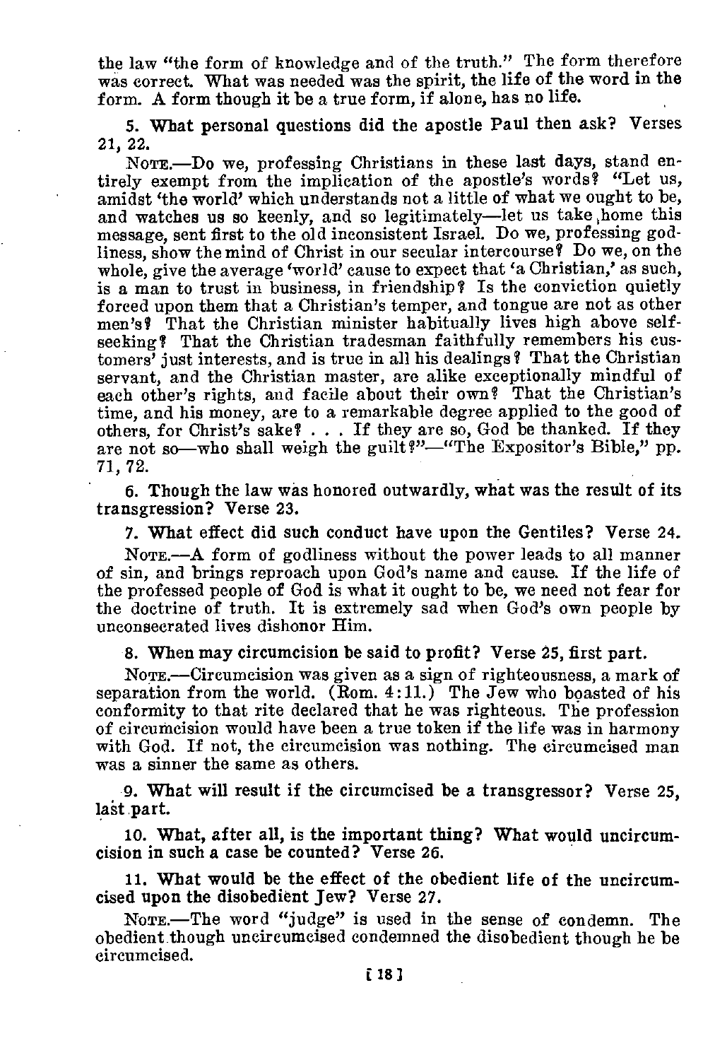the law "the form of knowledge and of the truth." The form therefore was correct. What was needed was the spirit, the life of the word in the form. A form though it be a true form, if alone, has no life.

**5. What personal questions did the apostle Paul then ask? Verses 21, 22.**

NOTE.—Do we, professing Christians in these last days, stand entirely exempt from the implication of the apostle's words? "Let us, amidst 'the world' which understands not a little of what we ought to be, and watches us so keenly, and so legitimately—let us take home this message, sent first to the old inconsistent Israel. Do we, professing godliness, show the mind of Christ in our secular intercourse? Do we, on the whole, give the average 'world' cause to expect that 'a Christian,' as such, is a man to trust in business, in friendship? Is the conviction quietly forced upon them that a Christian's temper, and tongue are not as other men's? That the Christian minister habitually lives high above self-seeking? That the Christian tradesman faithfully remembers his customers' just interests, and is true in all his dealings? That the Christian servant, and the Christian master, are alike exceptionally mindful of each other's rights, and facile about their own? That the Christian's time, and his money, are to a remarkable degree applied to the good of others, for Christ's sake? . . . If they are so, God be thanked. If they are not so—who shall weigh the guilt?"—"The Expositor's Bible," pp. 71, 72.

**6. Though the law was honored outwardly, what was the result of its transgression? Verse 23.**

**7. What effect did such conduct have upon the Gentiles? Verse 24.**

NOTE.—A form of godliness without the power leads to all manner of sin, and brings reproach upon God's name and cause. If the life of the professed people of God is what it ought to be, we need not fear for the doctrine of truth. It is extremely sad when God's own people by unconsecrated lives dishonor Him.

**8. When may circumcision be said to profit? Verse 25, first part.**

NOTE.—Circumcision was given as a sign of righteousness, a mark of separation from the world. (Rom. 4:11.) The Jew who boasted of his conformity to that rite declared that he was righteous. The profession of circumcision would have been a true token if the life was in harmony with God. If not, the circumcision was nothing. The circumcised man was a sinner the same as others.

**9. What will result if the circumcised be a transgressor? Verse 25, last part.**

**10. What, after all, is the important thing? What would uncircumcision in such a case be counted? Verse 26.**

**11. What would be the effect of the obedient life of the uncircumcised upon the disobedient Jew? Verse 27.**

NOTE.—The word "judge" is used in the sense of condemn. The obedient though uncircumcised condemned the disobedient though he be circumcised.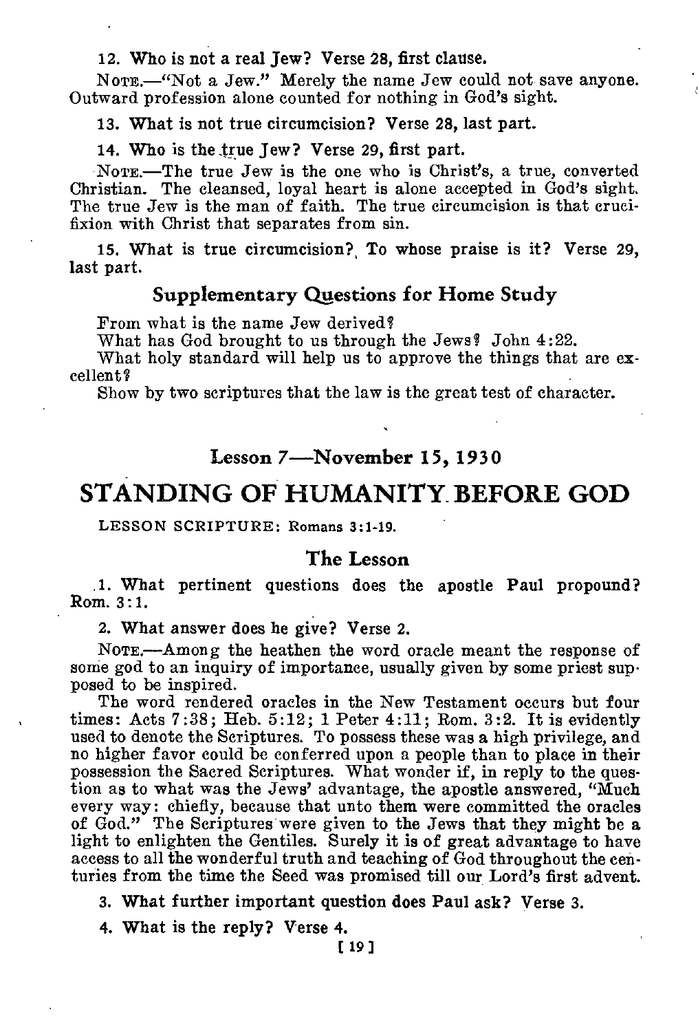**12. Who is not a real Jew? Verse 28, first clause.**

NOTE.—"Not a Jew." Merely the name Jew could not save anyone. Outward profession alone counted for nothing in God's sight.

**13. What is not true circumcision? Verse 28, last part.**

**14. Who is the true Jew? Verse 29, first part.**

NOTE.—The true Jew is the one who is Christ's, a true, converted Christian. The cleansed, loyal heart is alone accepted in God's sight. The true Jew is the man of faith. The true circumcision is that crucifixion with Christ that separates from sin.

**15. What is true circumcision? To whose praise is it? Verse 29, last part.**

### Supplementary Questions for Home Study

From what is the name Jew derived?

What has God brought to us through the Jews? John 4:22.

What holy standard will help us to approve the things that are excellent?

Show by two scriptures that the law is the great test of character.

## Lesson 7—November 15, 1930

# STANDING OF HUMANITY BEFORE GOD

LESSON SCRIPTURE: Romans 3:1-19.

### The Lesson

**1. What pertinent questions does the apostle Paul propound? Rom. 3:1.**

**2. What answer does he give? Verse 2.**

NOTE.—Among the heathen the word oracle meant the response of some god to an inquiry of importance, usually given by some priest supposed to be inspired.

The word rendered oracles in the New Testament occurs but four times: Acts 7:38; Heb. 5:12; 1 Peter 4:11; Rom. 3:2. It is evidently used to denote the Scriptures. To possess these was a high privilege, and no higher favor could be conferred upon a people than to place in their possession the Sacred Scriptures. What wonder if, in reply to the question as to what was the Jews' advantage, the apostle answered, "Much every way: chiefly, because that unto them were committed the oracles of God." The Scriptures were given to the Jews that they might be a light to enlighten the Gentiles. Surely it is of great advantage to have access to all the wonderful truth and teaching of God throughout the centuries from the time the Seed was promised till our Lord's first advent.

**3. What further important question does Paul ask? Verse 3.**

**4. What is the reply? Verse 4.**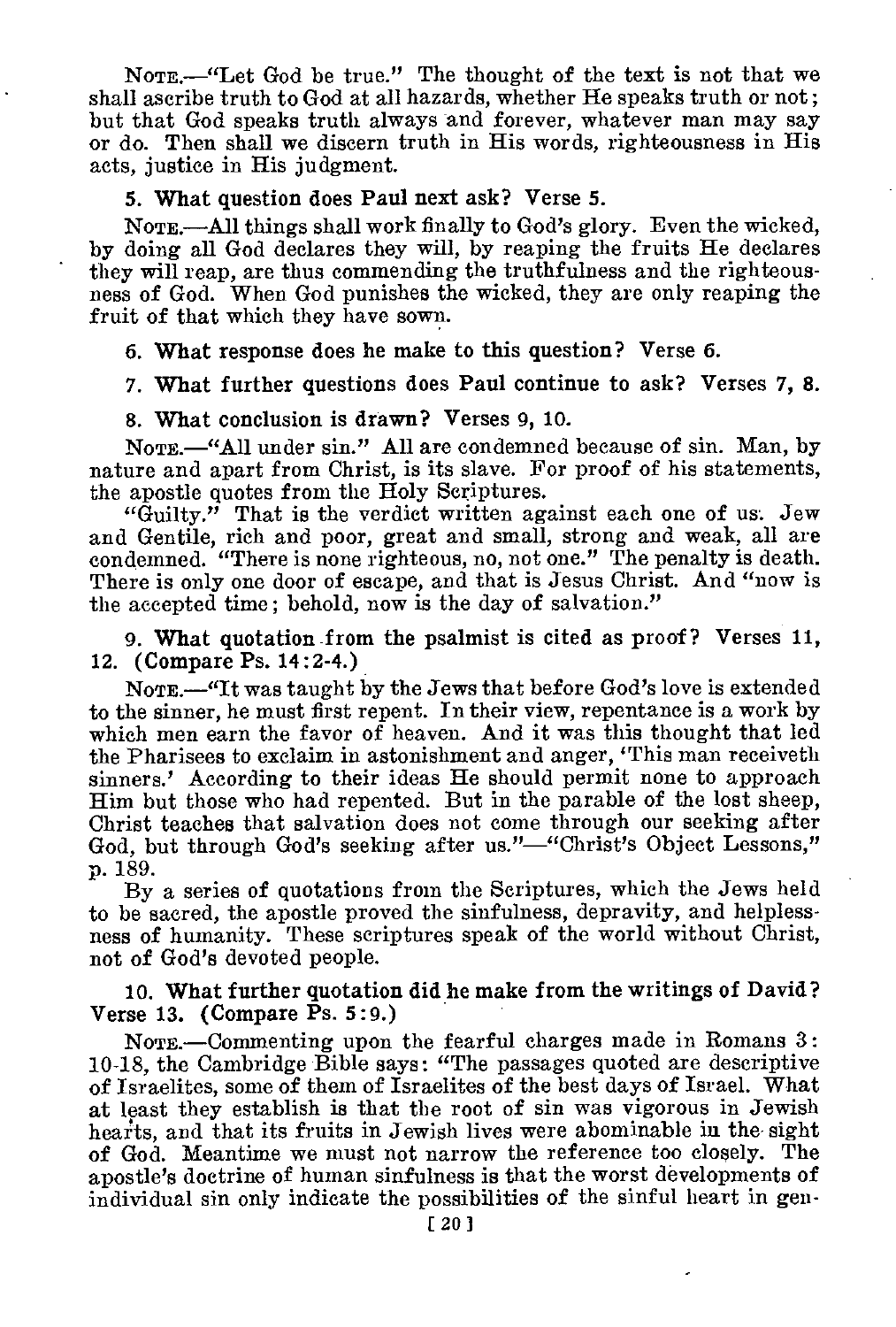NOTE.—"Let God be true." The thought of the text is not that we shall ascribe truth to God at all hazards, whether He speaks truth or not; but that God speaks truth always and forever, whatever man may say or do. Then shall we discern truth in His words, righteousness in His acts, justice in His judgment.

**5. What question does Paul next ask? Verse 5.**

NOTE.—All things shall work finally to God's glory. Even the wicked, by doing all God declares they will, by reaping the fruits He declares they will reap, are thus commending the truthfulness and the righteousness of God. When God punishes the wicked, they are only reaping the fruit of that which they have sown.

**6. What response does he make to this question? Verse 6.**

**7. What further questions does Paul continue to ask? Verses 7, 8.**

**8. What conclusion is drawn? Verses 9, 10.**

NOTE.—"All under sin." All are condemned because of sin. Man, by nature and apart from Christ, is its slave. For proof of his statements, the apostle quotes from the Holy Scriptures.

"Guilty." That is the verdict written against each one of us. Jew and Gentile, rich and poor, great and small, strong and weak, all are condemned. "There is none righteous, no, not one." The penalty is death. There is only one door of escape, and that is Jesus Christ. And "now is the accepted time; behold, now is the day of salvation."

**9. What quotation from the psalmist is cited as proof? Verses 11, 12. (Compare Ps. 14:2-4.)**

NOTE.—"It was taught by the Jews that before God's love is extended to the sinner, he must first repent. In their view, repentance is a work by which men earn the favor of heaven. And it was this thought that led the Pharisees to exclaim in astonishment and anger, 'This man receiveth sinners.' According to their ideas He should permit none to approach Him but those who had repented. But in the parable of the lost sheep, Christ teaches that salvation does not come through our seeking after God, but through God's seeking after us."—"Christ's Object Lessons," p. 189.

By a series of quotations from the Scriptures, which the Jews held to be sacred, the apostle proved the sinfulness, depravity, and helplessness of humanity. These scriptures speak of the world without Christ, not of God's devoted people.

**10. What further quotation did he make from the writings of David? Verse 13. (Compare Ps. 5:9.)**

NOTE.—Commenting upon the fearful charges made in Romans 3: 10-18, the Cambridge Bible says: "The passages quoted are descriptive of Israelites, some of them of Israelites of the best days of Israel. What at least they establish is that the root of sin was vigorous in Jewish hearts, and that its fruits in Jewish lives were abominable in the sight of God. Meantime we must not narrow the reference too closely. The apostle's doctrine of human sinfulness is that the worst developments of individual sin only indicate the possibilities of the sinful heart in gen-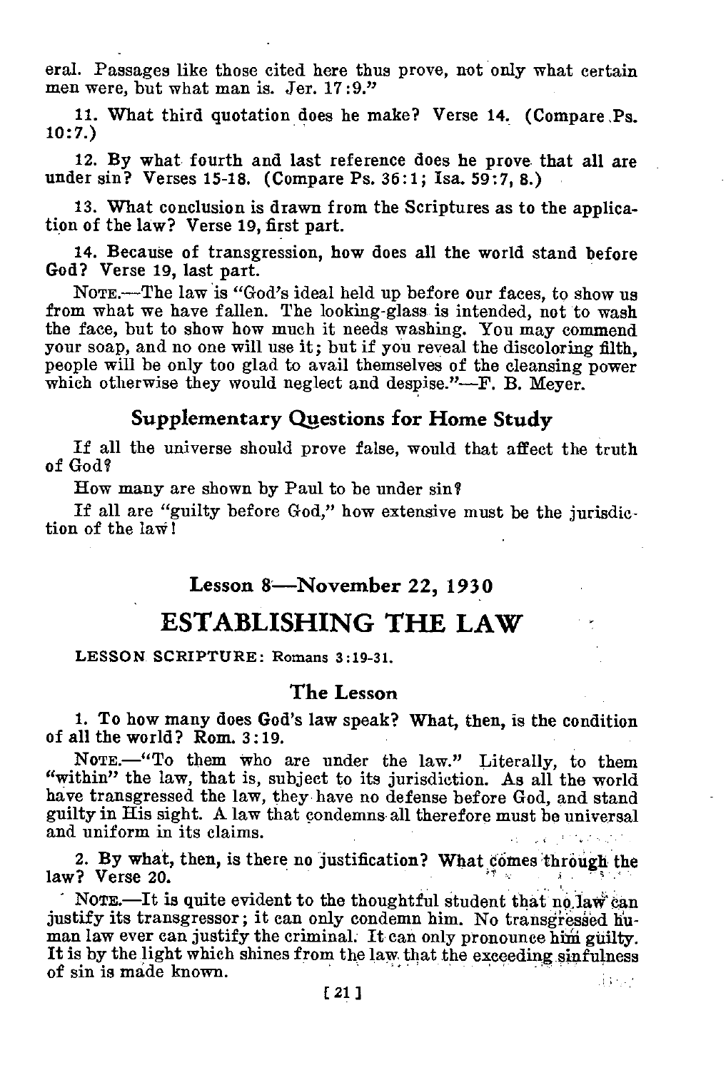eral. Passages like those cited here thus prove, not only what certain men were, but what man is. Jer. 17:9."

11. What third quotation does he make? Verse 14. (Compare Ps. 10:7.)

12. By what fourth and last reference does he prove that all are under sin? Verses 15-18. (Compare Ps. 36:1; Isa. 59:7, 8.)

13. What conclusion is drawn from the Scriptures as to the application of the law? Verse 19, first part.

14. Because of transgression, how does all the world stand before God? Verse 19, last part.

NOTE.—The law is "God's ideal held up before our faces, to show us from what we have fallen. The looking-glass is intended, not to wash the face, but to show how much it needs washing. You may commend your soap, and no one will use it; but if you reveal the discoloring filth, people will be only too glad to avail themselves of the cleansing power which otherwise they would neglect and despise."—F. B. Meyer.

### Supplementary Questions for Home Study

If all the universe should prove false, would that affect the truth of God?

How many are shown by Paul to be under sin?

If all are "guilty before God," how extensive must be the jurisdiction of the law!

## Lesson 8—November 22, 1930

# ESTABLISHING THE LAW

LESSON SCRIPTURE: Romans 3:19-31.

### The Lesson

1. To how many does God's law speak? What, then, is the condition of all the world? Rom. 3:19.

NOTE.—"To them who are under the law." Literally, to them "within" the law, that is, subject to its jurisdiction. As all the world have transgressed the law, they have no defense before God, and stand guilty in His sight. A law that condemns all therefore must be universal and uniform in its claims.

2. By what, then, is there no justification? What comes through the law? Verse 20.

NOTE.—It is quite evident to the thoughtful student that no law can justify its transgressor; it can only condemn him. No transgressed human law ever can justify the criminal. It can only pronounce him guilty. It is by the light which shines from the law that the exceeding sinfulness of sin is made known.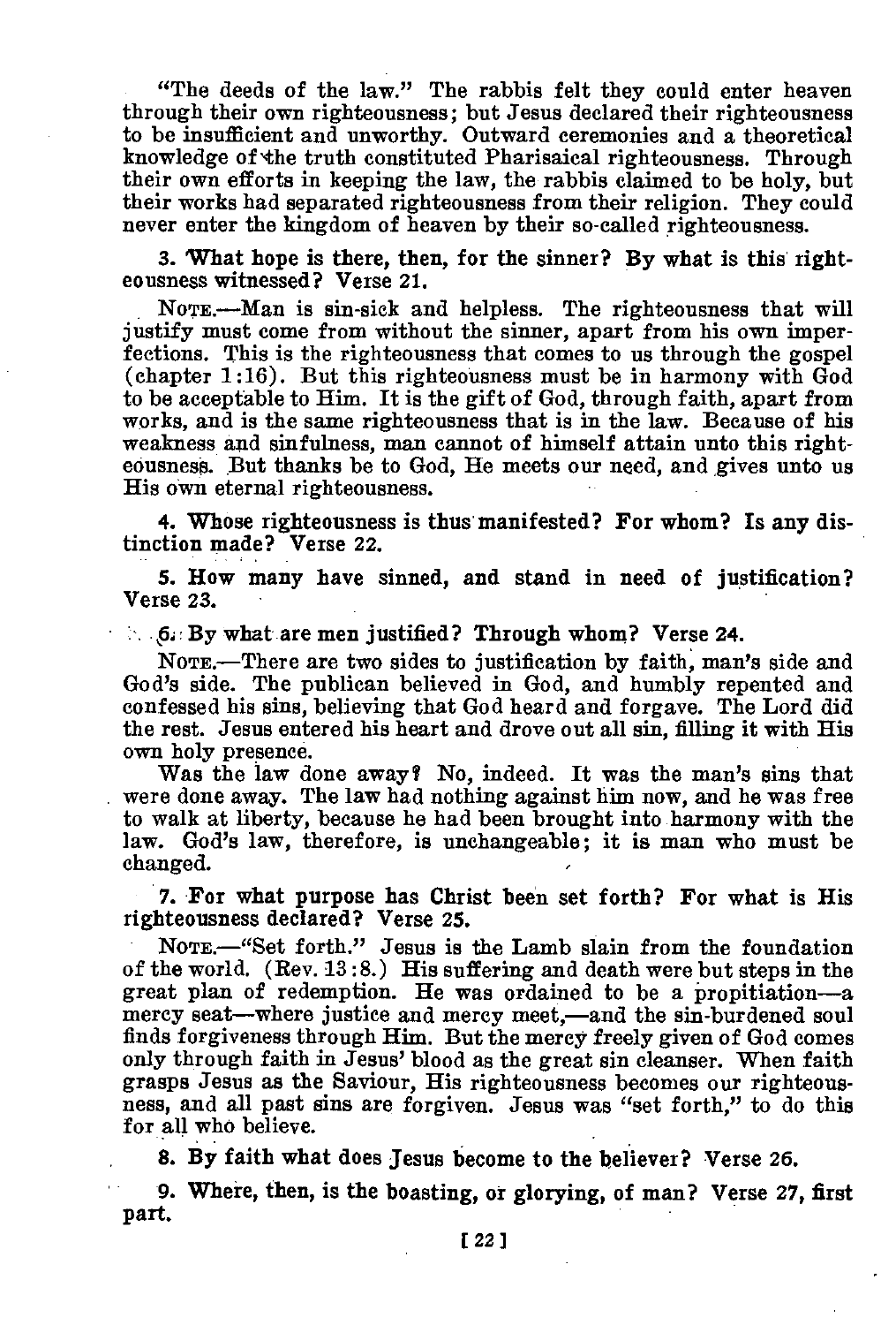"The deeds of the law." The rabbis felt they could enter heaven through their own righteousness; but Jesus declared their righteousness to be insufficient and unworthy. Outward ceremonies and a theoretical knowledge of the truth constituted Pharisaical righteousness. Through their own efforts in keeping the law, the rabbis claimed to be holy, but their works had separated righteousness from their religion. They could never enter the kingdom of heaven by their so-called righteousness.

**3. What hope is there, then, for the sinner? By what is this righteousness witnessed? Verse 21.**

NOTE.—Man is sin-sick and helpless. The righteousness that will justify must come from without the sinner, apart from his own imperfections. This is the righteousness that comes to us through the gospel (chapter 1:16). But this righteousness must be in harmony with God to be acceptable to Him. It is the gift of God, through faith, apart from works, and is the same righteousness that is in the law. Because of his weakness and sinfulness, man cannot of himself attain unto this righteousness. But thanks be to God, He meets our need, and gives unto us His own eternal righteousness.

**4. Whose righteousness is thus manifested? For whom? Is any distinction made? Verse 22.**

**5. How many have sinned, and stand in need of justification? Verse 23.**

**6. By what are men justified? Through whom? Verse 24.**

NOTE.—There are two sides to justification by faith, man's side and God's side. The publican believed in God, and humbly repented and confessed his sins, believing that God heard and forgave. The Lord did the rest. Jesus entered his heart and drove out all sin, filling it with His own holy presence.

Was the law done away? No, indeed. It was the man's sins that were done away. The law had nothing against him now, and he was free to walk at liberty, because he had been brought into harmony with the law. God's law, therefore, is unchangeable; it is man who must be changed.

**7. For what purpose has Christ been set forth? For what is His righteousness declared? Verse 25.**

NOTE.—"Set forth." Jesus is the Lamb slain from the foundation of the world. (Rev. 13:8.) His suffering and death were but steps in the great plan of redemption. He was ordained to be a propitiation—a mercy seat—where justice and mercy meet,—and the sin-burdened soul finds forgiveness through Him. But the mercy freely given of God comes only through faith in Jesus' blood as the great sin cleanser. When faith grasps Jesus as the Saviour, His righteousness becomes our righteousness, and all past sins are forgiven. Jesus was "set forth," to do this for all who believe.

**8. By faith what does Jesus become to the believer? Verse 26.**

**9. Where, then, is the boasting, or glorying, of man? Verse 27, first part.**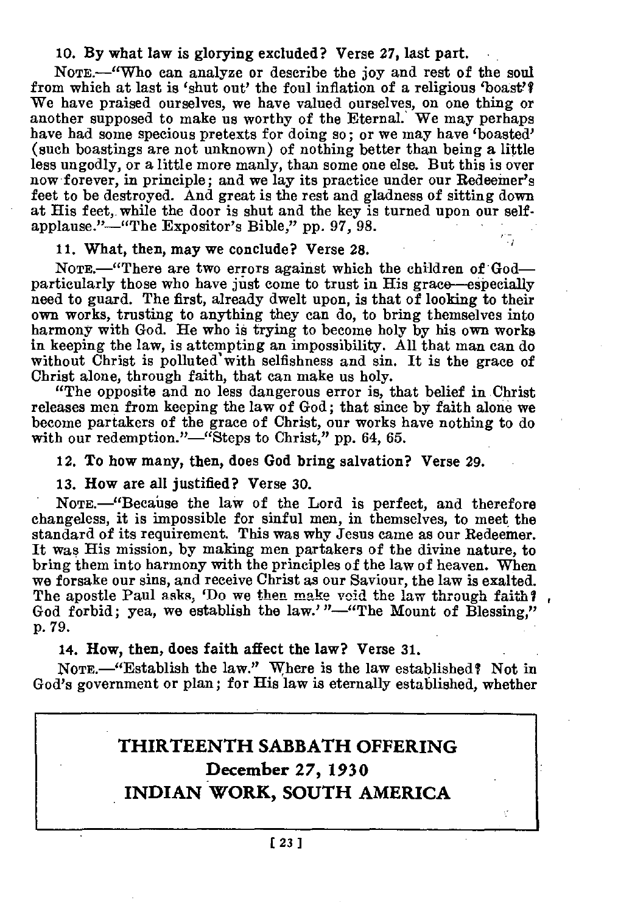**10. By what law is glorying excluded? Verse 27, last part.**

NOTE.—"Who can analyze or describe the joy and rest of the soul from which at last is 'shut out' the foul inflation of a religious 'boast'? We have praised ourselves, we have valued ourselves, on one thing or another supposed to make us worthy of the Eternal. We may perhaps have had some specious pretexts for doing so; or we may have 'boasted' (such boastings are not unknown) of nothing better than being a little less ungodly, or a little more manly, than some one else. But this is over now forever, in principle; and we lay its practice under our Redeemer's feet to be destroyed. And great is the rest and gladness of sitting down at His feet, while the door is shut and the key is turned upon our self-applause."—"The Expositor's Bible," pp. 97, 98.

**11. What, then, may we conclude? Verse 28.**

NOTE.—"There are two errors against which the children of God—particularly those who have just come to trust in His grace—especially need to guard. The first, already dwelt upon, is that of looking to their own works, trusting to anything they can do, to bring themselves into harmony with God. He who is trying to become holy by his own works in keeping the law, is attempting an impossibility. All that man can do without Christ is polluted with selfishness and sin. It is the grace of Christ alone, through faith, that can make us holy.

"The opposite and no less dangerous error is, that belief in Christ releases men from keeping the law of God; that since by faith alone we become partakers of the grace of Christ, our works have nothing to do with our redemption."—"Steps to Christ," pp. 64, 65.

**12. To how many, then, does God bring salvation? Verse 29.**

**13. How are all justified? Verse 30.**

NOTE.—"Because the law of the Lord is perfect, and therefore changeless, it is impossible for sinful men, in themselves, to meet the standard of its requirement. This was why Jesus came as our Redeemer. It was His mission, by making men partakers of the divine nature, to bring them into harmony with the principles of the law of heaven. When we forsake our sins, and receive Christ as our Saviour, the law is exalted. The apostle Paul asks, 'Do we then make void the law through faith? God forbid; yea, we establish the law.'"—"The Mount of Blessing," p. 79.

**14. How, then, does faith affect the law? Verse 31.**

NOTE.—"Establish the law." Where is the law established? Not in God's government or plan; for His law is eternally established, whether

## THIRTEENTH SABBATH OFFERING
## December 27, 1930
## INDIAN WORK, SOUTH AMERICA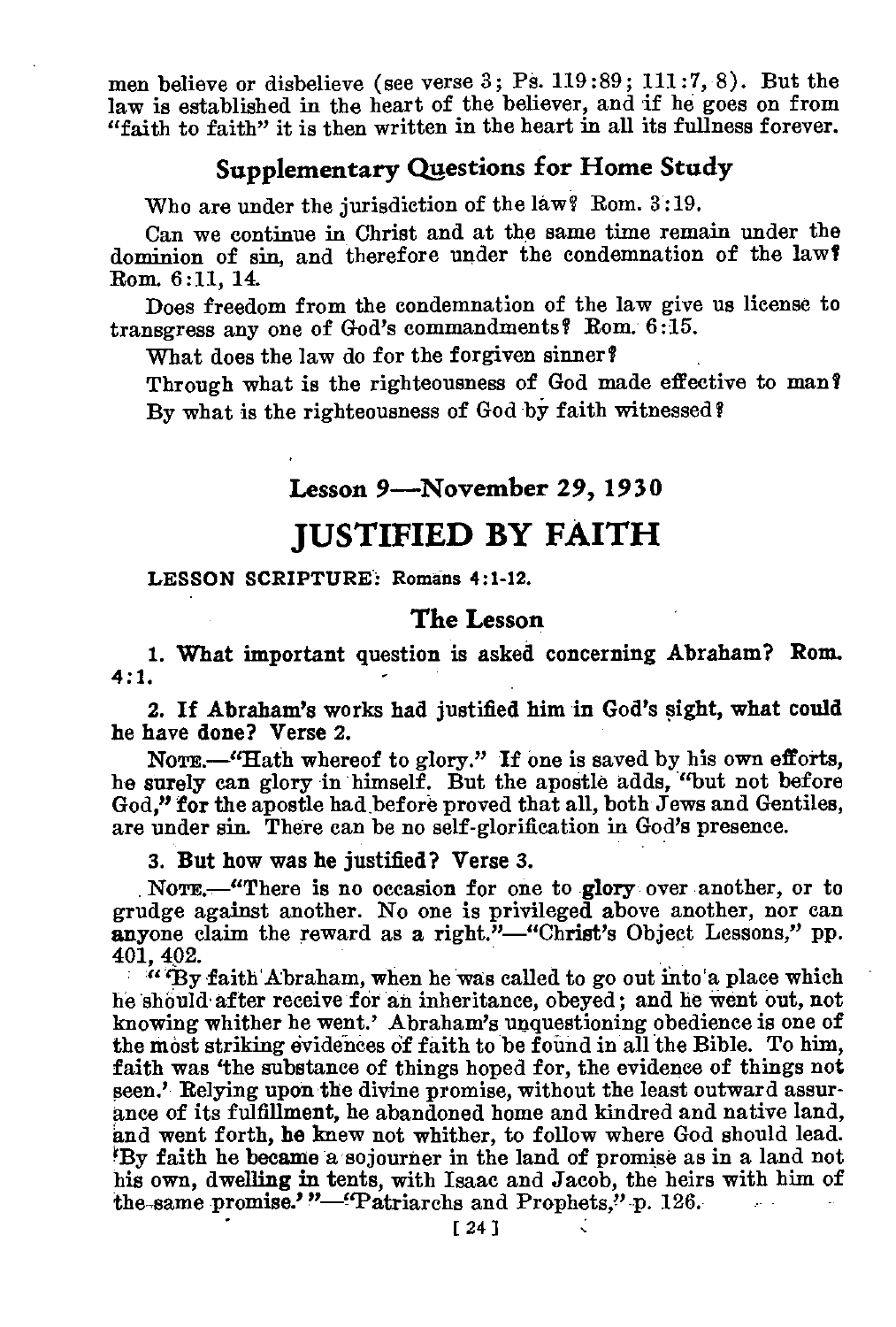men believe or disbelieve (see verse 3; Ps. 119:89; 111:7, 8). But the law is established in the heart of the believer, and if he goes on from "faith to faith" it is then written in the heart in all its fullness forever.

## Supplementary Questions for Home Study

Who are under the jurisdiction of the law? Rom. 3:19.

Can we continue in Christ and at the same time remain under the dominion of sin, and therefore under the condemnation of the law? Rom. 6:11, 14.

Does freedom from the condemnation of the law give us license to transgress any one of God's commandments? Rom. 6:15.

What does the law do for the forgiven sinner?

Through what is the righteousness of God made effective to man?

By what is the righteousness of God by faith witnessed?

## Lesson 9—November 29, 1930

# JUSTIFIED BY FAITH

**LESSON SCRIPTURE:** Romans 4:1-12.

## The Lesson

**1. What important question is asked concerning Abraham? Rom. 4:1.**

**2. If Abraham's works had justified him in God's sight, what could he have done? Verse 2.**

NOTE.—"Hath whereof to glory." If one is saved by his own efforts, he surely can glory in himself. But the apostle adds, "but not before God," for the apostle had before proved that all, both Jews and Gentiles, are under sin. There can be no self-glorification in God's presence.

**3. But how was he justified? Verse 3.**

NOTE.—"There is no occasion for one to glory over another, or to grudge against another. No one is privileged above another, nor can anyone claim the reward as a right."—"Christ's Object Lessons," pp. 401, 402.

"'By faith Abraham, when he was called to go out into a place which he should after receive for an inheritance, obeyed; and he went out, not knowing whither he went.' Abraham's unquestioning obedience is one of the most striking evidences of faith to be found in all the Bible. To him, faith was 'the substance of things hoped for, the evidence of things not seen.' Relying upon the divine promise, without the least outward assurance of its fulfillment, he abandoned home and kindred and native land, and went forth, he knew not whither, to follow where God should lead. 'By faith he became a sojourner in the land of promise as in a land not his own, dwelling in tents, with Isaac and Jacob, the heirs with him of the same promise.'"—"Patriarchs and Prophets," p. 126.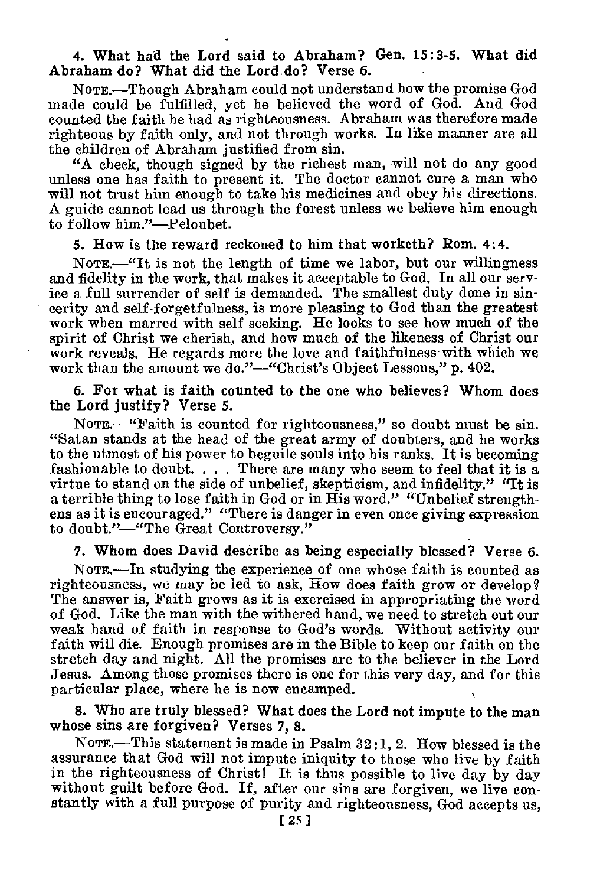**4. What had the Lord said to Abraham? Gen. 15:3-5. What did Abraham do? What did the Lord do? Verse 6.**

NOTE.—Though Abraham could not understand how the promise God made could be fulfilled, yet he believed the word of God. And God counted the faith he had as righteousness. Abraham was therefore made righteous by faith only, and not through works. In like manner are all the children of Abraham justified from sin.

"A check, though signed by the richest man, will not do any good unless one has faith to present it. The doctor cannot cure a man who will not trust him enough to take his medicines and obey his directions. A guide cannot lead us through the forest unless we believe him enough to follow him."—Peloubet.

**5. How is the reward reckoned to him that worketh? Rom. 4:4.**

NOTE.—"It is not the length of time we labor, but our willingness and fidelity in the work, that makes it acceptable to God. In all our service a full surrender of self is demanded. The smallest duty done in sincerity and self-forgetfulness, is more pleasing to God than the greatest work when marred with self-seeking. He looks to see how much of the spirit of Christ we cherish, and how much of the likeness of Christ our work reveals. He regards more the love and faithfulness with which we work than the amount we do."—"Christ's Object Lessons," p. 402.

**6. For what is faith counted to the one who believes? Whom does the Lord justify? Verse 5.**

NOTE.—"Faith is counted for righteousness," so doubt must be sin. "Satan stands at the head of the great army of doubters, and he works to the utmost of his power to beguile souls into his ranks. It is becoming fashionable to doubt. . . . There are many who seem to feel that it is a virtue to stand on the side of unbelief, skepticism, and infidelity." "It is a terrible thing to lose faith in God or in His word." "Unbelief strengthens as it is encouraged." "There is danger in even once giving expression to doubt."—"The Great Controversy."

**7. Whom does David describe as being especially blessed? Verse 6.**

NOTE.—In studying the experience of one whose faith is counted as righteousness, we may be led to ask, How does faith grow or develop? The answer is, Faith grows as it is exercised in appropriating the word of God. Like the man with the withered hand, we need to stretch out our weak hand of faith in response to God's words. Without activity our faith will die. Enough promises are in the Bible to keep our faith on the stretch day and night. All the promises are to the believer in the Lord Jesus. Among those promises there is one for this very day, and for this particular place, where he is now encamped.

**8. Who are truly blessed? What does the Lord not impute to the man whose sins are forgiven? Verses 7, 8.**

NOTE.—This statement is made in Psalm 32:1, 2. How blessed is the assurance that God will not impute iniquity to those who live by faith in the righteousness of Christ! It is thus possible to live day by day without guilt before God. If, after our sins are forgiven, we live constantly with a full purpose of purity and righteousness, God accepts us,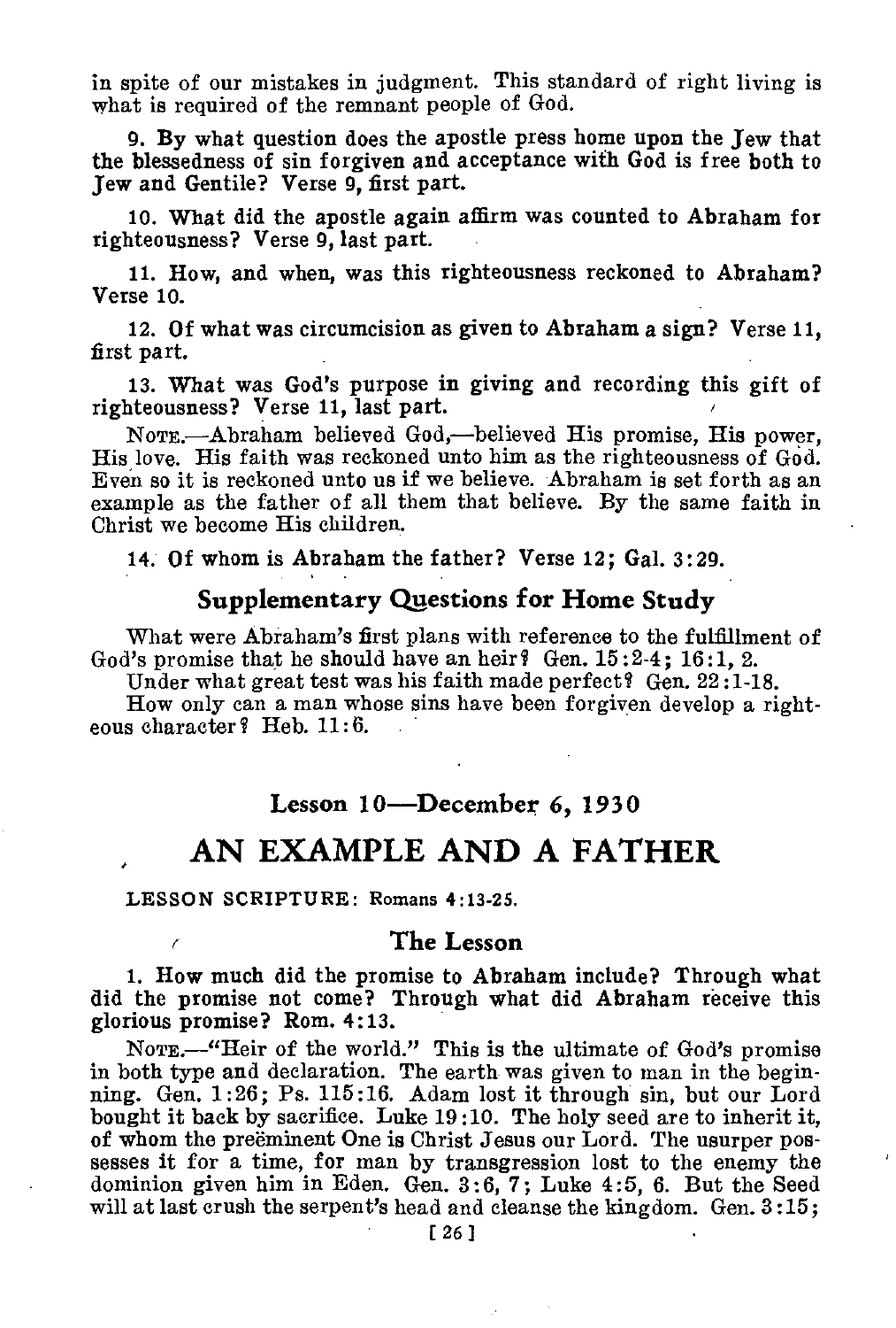in spite of our mistakes in judgment. This standard of right living is what is required of the remnant people of God.

9. By what question does the apostle press home upon the Jew that the blessedness of sin forgiven and acceptance with God is free both to Jew and Gentile? Verse 9, first part.

10. What did the apostle again affirm was counted to Abraham for righteousness? Verse 9, last part.

11. How, and when, was this righteousness reckoned to Abraham? Verse 10.

12. Of what was circumcision as given to Abraham a sign? Verse 11, first part.

13. What was God's purpose in giving and recording this gift of righteousness? Verse 11, last part.

NOTE.—Abraham believed God,—believed His promise, His power, His love. His faith was reckoned unto him as the righteousness of God. Even so it is reckoned unto us if we believe. Abraham is set forth as an example as the father of all them that believe. By the same faith in Christ we become His children.

14. Of whom is Abraham the father? Verse 12; Gal. 3:29.

### Supplementary Questions for Home Study

What were Abraham's first plans with reference to the fulfillment of God's promise that he should have an heir? Gen. 15:2-4; 16:1, 2.

Under what great test was his faith made perfect? Gen. 22:1-18.

How only can a man whose sins have been forgiven develop a righteous character? Heb. 11:6.

### Lesson 10—December 6, 1930

# AN EXAMPLE AND A FATHER

LESSON SCRIPTURE: Romans 4:13-25.

### The Lesson

1. How much did the promise to Abraham include? Through what did the promise not come? Through what did Abraham receive this glorious promise? Rom. 4:13.

NOTE.—"Heir of the world." This is the ultimate of God's promise in both type and declaration. The earth was given to man in the beginning. Gen. 1:26; Ps. 115:16. Adam lost it through sin, but our Lord bought it back by sacrifice. Luke 19:10. The holy seed are to inherit it, of whom the preëminent One is Christ Jesus our Lord. The usurper possesses it for a time, for man by transgression lost to the enemy the dominion given him in Eden. Gen. 3:6, 7; Luke 4:5, 6. But the Seed will at last crush the serpent's head and cleanse the kingdom. Gen. 3:15;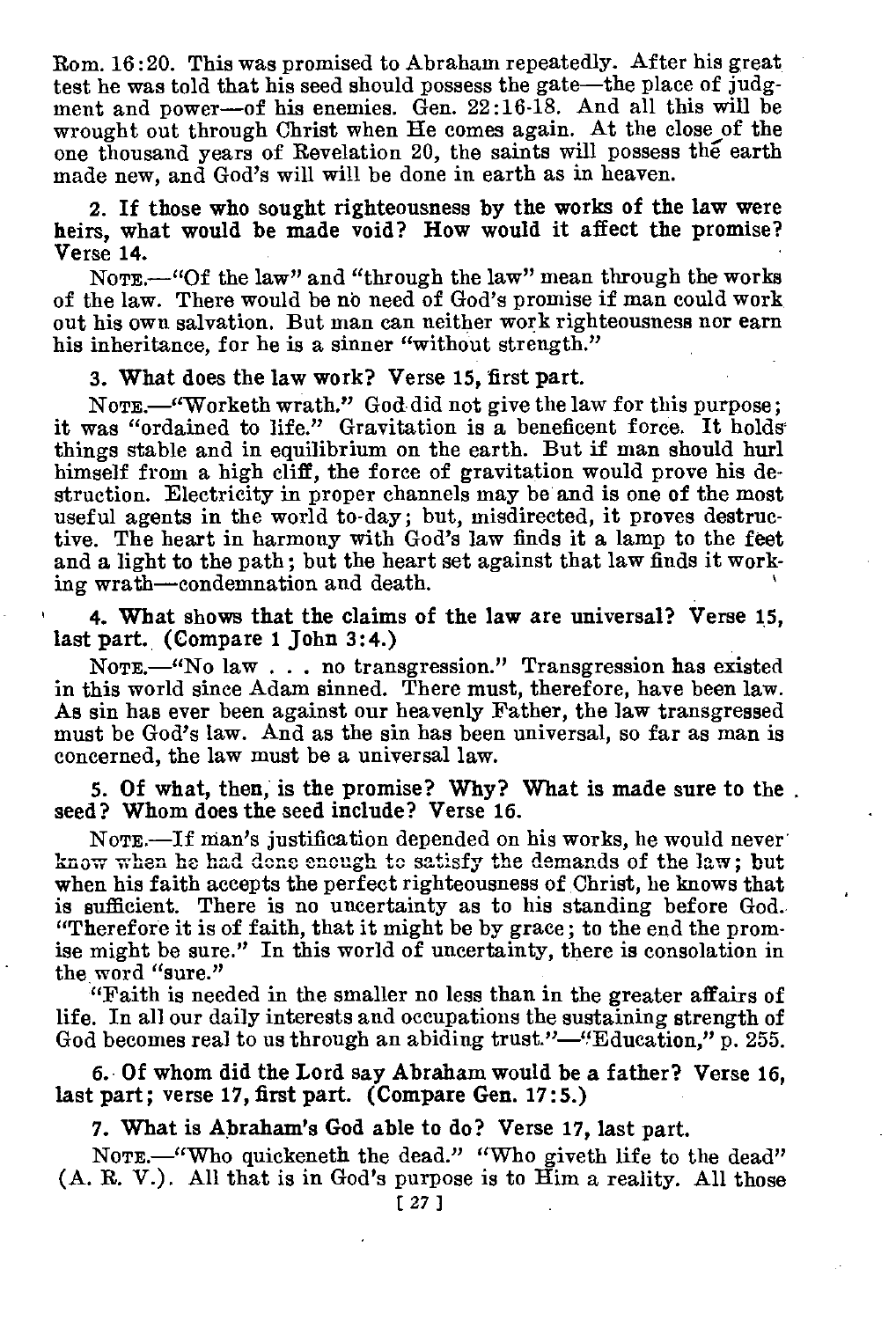Rom. 16:20. This was promised to Abraham repeatedly. After his great test he was told that his seed should possess the gate—the place of judgment and power—of his enemies. Gen. 22:16-18. And all this will be wrought out through Christ when He comes again. At the close of the one thousand years of Revelation 20, the saints will possess the earth made new, and God's will will be done in earth as in heaven.

**2. If those who sought righteousness by the works of the law were heirs, what would be made void? How would it affect the promise? Verse 14.**

NOTE.—"Of the law" and "through the law" mean through the works of the law. There would be no need of God's promise if man could work out his own salvation. But man can neither work righteousness nor earn his inheritance, for he is a sinner "without strength."

**3. What does the law work? Verse 15, first part.**

NOTE.—"Worketh wrath." God did not give the law for this purpose; it was "ordained to life." Gravitation is a beneficent force. It holds things stable and in equilibrium on the earth. But if man should hurl himself from a high cliff, the force of gravitation would prove his destruction. Electricity in proper channels may be and is one of the most useful agents in the world to-day; but, misdirected, it proves destructive. The heart in harmony with God's law finds it a lamp to the feet and a light to the path; but the heart set against that law finds it working wrath—condemnation and death.

**4. What shows that the claims of the law are universal? Verse 15, last part. (Compare 1 John 3:4.)**

NOTE.—"No law . . . no transgression." Transgression has existed in this world since Adam sinned. There must, therefore, have been law. As sin has ever been against our heavenly Father, the law transgressed must be God's law. And as the sin has been universal, so far as man is concerned, the law must be a universal law.

**5. Of what, then, is the promise? Why? What is made sure to the seed? Whom does the seed include? Verse 16.**

NOTE.—If man's justification depended on his works, he would never know when he had done enough to satisfy the demands of the law; but when his faith accepts the perfect righteousness of Christ, he knows that is sufficient. There is no uncertainty as to his standing before God. "Therefore it is of faith, that it might be by grace; to the end the promise might be sure." In this world of uncertainty, there is consolation in the word "sure."

"Faith is needed in the smaller no less than in the greater affairs of life. In all our daily interests and occupations the sustaining strength of God becomes real to us through an abiding trust."—"Education," p. 255.

**6. Of whom did the Lord say Abraham would be a father? Verse 16, last part; verse 17, first part. (Compare Gen. 17:5.)**

**7. What is Abraham's God able to do? Verse 17, last part.**

NOTE.—"Who quickeneth the dead." "Who giveth life to the dead" (A. R. V.). All that is in God's purpose is to Him a reality. All those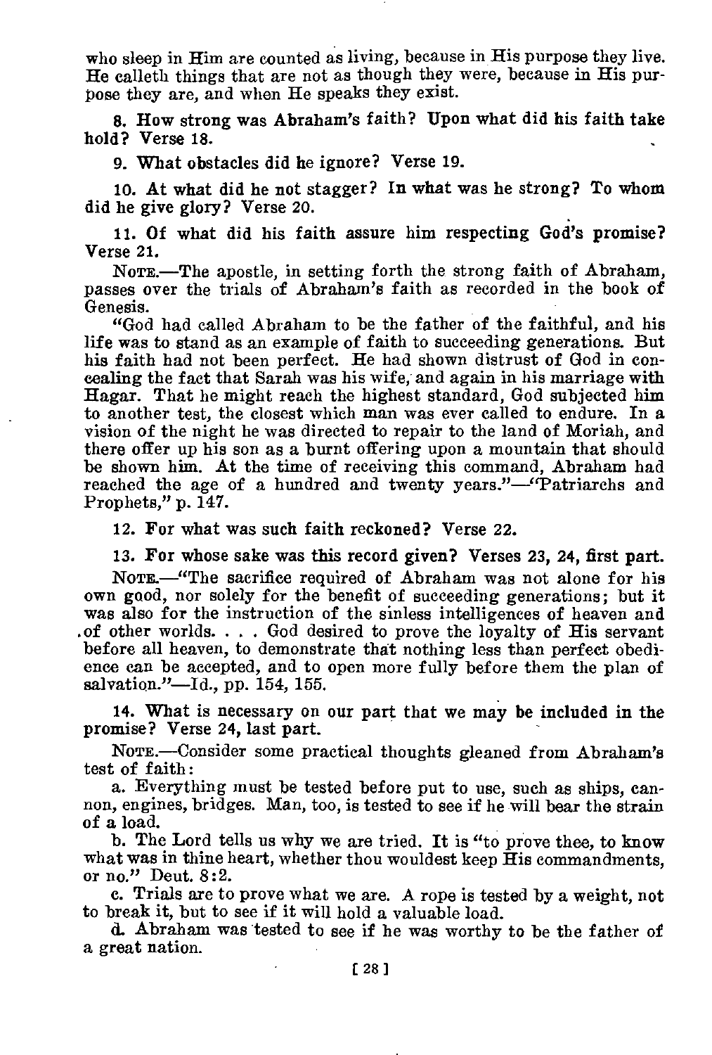who sleep in Him are counted as living, because in His purpose they live. He calleth things that are not as though they were, because in His purpose they are, and when He speaks they exist.

**8. How strong was Abraham's faith? Upon what did his faith take hold? Verse 18.**

**9. What obstacles did he ignore? Verse 19.**

**10. At what did he not stagger? In what was he strong? To whom did he give glory? Verse 20.**

**11. Of what did his faith assure him respecting God's promise? Verse 21.**

NOTE.—The apostle, in setting forth the strong faith of Abraham, passes over the trials of Abraham's faith as recorded in the book of Genesis.

"God had called Abraham to be the father of the faithful, and his life was to stand as an example of faith to succeeding generations. But his faith had not been perfect. He had shown distrust of God in concealing the fact that Sarah was his wife, and again in his marriage with Hagar. That he might reach the highest standard, God subjected him to another test, the closest which man was ever called to endure. In a vision of the night he was directed to repair to the land of Moriah, and there offer up his son as a burnt offering upon a mountain that should be shown him. At the time of receiving this command, Abraham had reached the age of a hundred and twenty years."—"Patriarchs and Prophets," p. 147.

**12. For what was such faith reckoned? Verse 22.**

**13. For whose sake was this record given? Verses 23, 24, first part.**

NOTE.—"The sacrifice required of Abraham was not alone for his own good, nor solely for the benefit of succeeding generations; but it was also for the instruction of the sinless intelligences of heaven and of other worlds. . . . God desired to prove the loyalty of His servant before all heaven, to demonstrate that nothing less than perfect obedience can be accepted, and to open more fully before them the plan of salvation."—Id., pp. 154, 155.

**14. What is necessary on our part that we may be included in the promise? Verse 24, last part.**

NOTE.—Consider some practical thoughts gleaned from Abraham's test of faith:

a. Everything must be tested before put to use, such as ships, cannon, engines, bridges. Man, too, is tested to see if he will bear the strain of a load.

b. The Lord tells us why we are tried. It is "to prove thee, to know what was in thine heart, whether thou wouldest keep His commandments, or no." Deut. 8:2.

c. Trials are to prove what we are. A rope is tested by a weight, not to break it, but to see if it will hold a valuable load.

d. Abraham was tested to see if he was worthy to be the father of a great nation.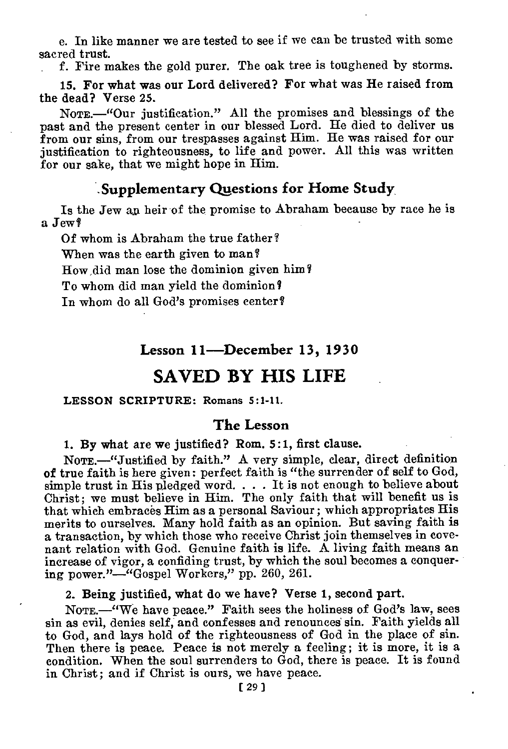e. In like manner we are tested to see if we can be trusted with some sacred trust.

f. Fire makes the gold purer. The oak tree is toughened by storms.

**15. For what was our Lord delivered? For what was He raised from the dead? Verse 25.**

NOTE.—"Our justification." All the promises and blessings of the past and the present center in our blessed Lord. He died to deliver us from our sins, from our trespasses against Him. He was raised for our justification to righteousness, to life and power. All this was written for our sake, that we might hope in Him.

### Supplementary Questions for Home Study

Is the Jew an heir of the promise to Abraham because by race he is a Jew?

Of whom is Abraham the true father?

When was the earth given to man?

How did man lose the dominion given him?

To whom did man yield the dominion?

In whom do all God's promises center?

## Lesson 11—December 13, 1930

# SAVED BY HIS LIFE

**LESSON SCRIPTURE:** Romans 5:1-11.

### The Lesson

**1. By what are we justified? Rom. 5:1, first clause.**

NOTE.—"Justified by faith." A very simple, clear, direct definition of true faith is here given: perfect faith is "the surrender of self to God, simple trust in His pledged word. . . . It is not enough to believe about Christ; we must believe in Him. The only faith that will benefit us is that which embraces Him as a personal Saviour; which appropriates His merits to ourselves. Many hold faith as an opinion. But saving faith is a transaction, by which those who receive Christ join themselves in covenant relation with God. Genuine faith is life. A living faith means an increase of vigor, a confiding trust, by which the soul becomes a conquering power."—"Gospel Workers," pp. 260, 261.

**2. Being justified, what do we have? Verse 1, second part.**

NOTE.—"We have peace." Faith sees the holiness of God's law, sees sin as evil, denies self, and confesses and renounces sin. Faith yields all to God, and lays hold of the righteousness of God in the place of sin. Then there is peace. Peace is not merely a feeling; it is more, it is a condition. When the soul surrenders to God, there is peace. It is found in Christ; and if Christ is ours, we have peace.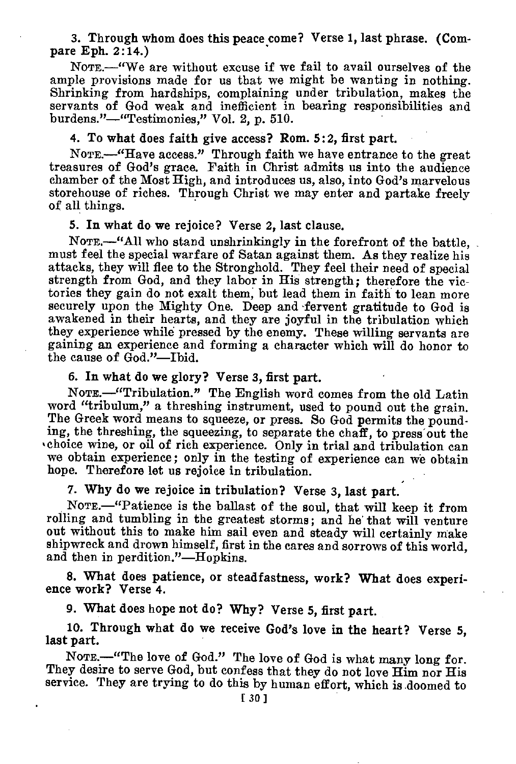**3. Through whom does this peace come? Verse 1, last phrase. (Compare Eph. 2:14.)**

NOTE.—"We are without excuse if we fail to avail ourselves of the ample provisions made for us that we might be wanting in nothing. Shrinking from hardships, complaining under tribulation, makes the servants of God weak and inefficient in bearing responsibilities and burdens."—"Testimonies," Vol. 2, p. 510.

**4. To what does faith give access? Rom. 5:2, first part.**

NOTE.—"Have access." Through faith we have entrance to the great treasures of God's grace. Faith in Christ admits us into the audience chamber of the Most High, and introduces us, also, into God's marvelous storehouse of riches. Through Christ we may enter and partake freely of all things.

**5. In what do we rejoice? Verse 2, last clause.**

NOTE.—"All who stand unshrinkingly in the forefront of the battle, must feel the special warfare of Satan against them. As they realize his attacks, they will flee to the Stronghold. They feel their need of special strength from God, and they labor in His strength; therefore the victories they gain do not exalt them, but lead them in faith to lean more securely upon the Mighty One. Deep and fervent gratitude to God is awakened in their hearts, and they are joyful in the tribulation which they experience while pressed by the enemy. These willing servants are gaining an experience and forming a character which will do honor to the cause of God."—Ibid.

**6. In what do we glory? Verse 3, first part.**

NOTE.—"Tribulation." The English word comes from the old Latin word "tribulum," a threshing instrument, used to pound out the grain. The Greek word means to squeeze, or press. So God permits the pounding, the threshing, the squeezing, to separate the chaff, to press out the choice wine, or oil of rich experience. Only in trial and tribulation can we obtain experience; only in the testing of experience can we obtain hope. Therefore let us rejoice in tribulation.

**7. Why do we rejoice in tribulation? Verse 3, last part.**

NOTE.—"Patience is the ballast of the soul, that will keep it from rolling and tumbling in the greatest storms; and he that will venture out without this to make him sail even and steady will certainly make shipwreck and drown himself, first in the cares and sorrows of this world, and then in perdition."—Hopkins.

**8. What does patience, or steadfastness, work? What does experience work? Verse 4.**

**9. What does hope not do? Why? Verse 5, first part.**

**10. Through what do we receive God's love in the heart? Verse 5, last part.**

NOTE.—"The love of God." The love of God is what many long for. They desire to serve God, but confess that they do not love Him nor His service. They are trying to do this by human effort, which is doomed to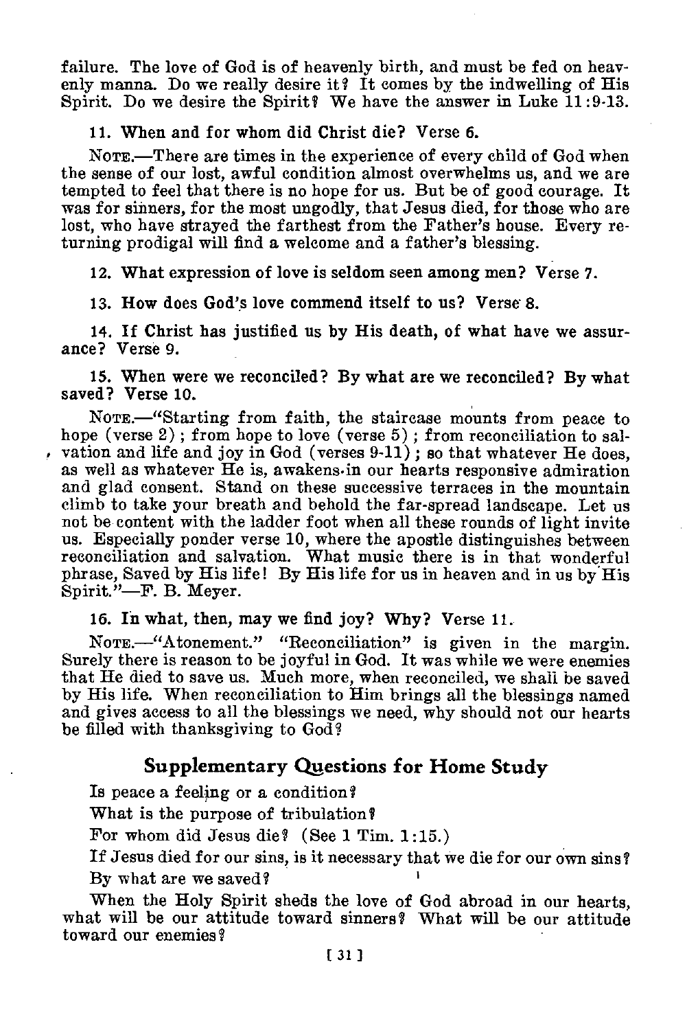failure. The love of God is of heavenly birth, and must be fed on heavenly manna. Do we really desire it? It comes by the indwelling of His Spirit. Do we desire the Spirit? We have the answer in Luke 11:9-13.

**11. When and for whom did Christ die? Verse 6.**

NOTE.—There are times in the experience of every child of God when the sense of our lost, awful condition almost overwhelms us, and we are tempted to feel that there is no hope for us. But be of good courage. It was for sinners, for the most ungodly, that Jesus died, for those who are lost, who have strayed the farthest from the Father's house. Every returning prodigal will find a welcome and a father's blessing.

**12. What expression of love is seldom seen among men? Verse 7.**

**13. How does God's love commend itself to us? Verse 8.**

**14. If Christ has justified us by His death, of what have we assurance? Verse 9.**

**15. When were we reconciled? By what are we reconciled? By what saved? Verse 10.**

NOTE.—"Starting from faith, the staircase mounts from peace to hope (verse 2); from hope to love (verse 5); from reconciliation to salvation and life and joy in God (verses 9-11); so that whatever He does, as well as whatever He is, awakens in our hearts responsive admiration and glad consent. Stand on these successive terraces in the mountain climb to take your breath and behold the far-spread landscape. Let us not be content with the ladder foot when all these rounds of light invite us. Especially ponder verse 10, where the apostle distinguishes between reconciliation and salvation. What music there is in that wonderful phrase, Saved by His life! By His life for us in heaven and in us by His Spirit."—F. B. Meyer.

**16. In what, then, may we find joy? Why? Verse 11.**

NOTE.—"Atonement." "Reconciliation" is given in the margin. Surely there is reason to be joyful in God. It was while we were enemies that He died to save us. Much more, when reconciled, we shall be saved by His life. When reconciliation to Him brings all the blessings named and gives access to all the blessings we need, why should not our hearts be filled with thanksgiving to God?

## Supplementary Questions for Home Study

Is peace a feeling or a condition?

What is the purpose of tribulation?

For whom did Jesus die? (See 1 Tim. 1:15.)

If Jesus died for our sins, is it necessary that we die for our own sins?

By what are we saved?

When the Holy Spirit sheds the love of God abroad in our hearts, what will be our attitude toward sinners? What will be our attitude toward our enemies?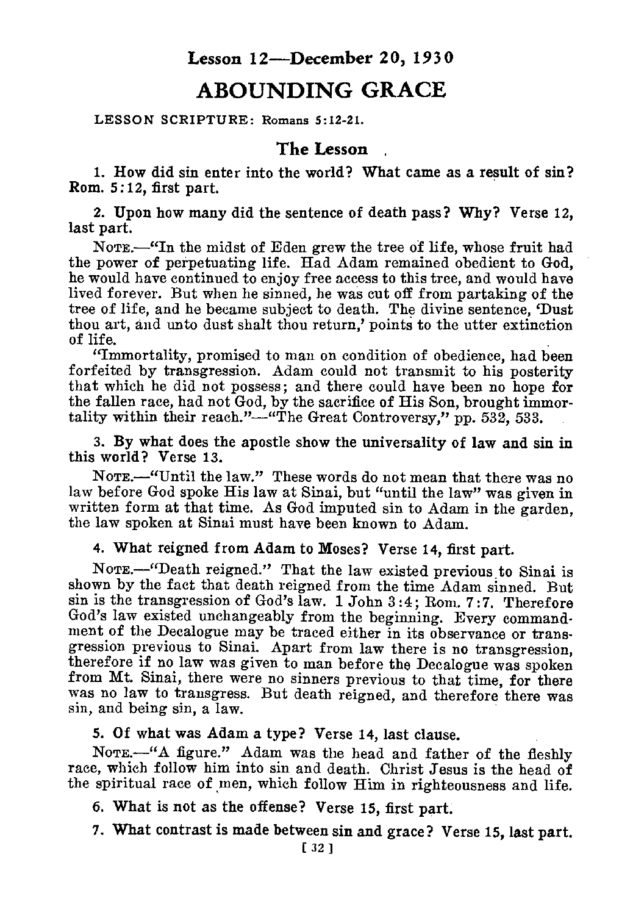## Lesson 12—December 20, 1930

# ABOUNDING GRACE

LESSON SCRIPTURE: Romans 5:12-21.

### The Lesson

1. How did sin enter into the world? What came as a result of sin? Rom. 5:12, first part.

2. Upon how many did the sentence of death pass? Why? Verse 12, last part.

NOTE.—"In the midst of Eden grew the tree of life, whose fruit had the power of perpetuating life. Had Adam remained obedient to God, he would have continued to enjoy free access to this tree, and would have lived forever. But when he sinned, he was cut off from partaking of the tree of life, and he became subject to death. The divine sentence, 'Dust thou art, and unto dust shalt thou return,' points to the utter extinction of life.

"Immortality, promised to man on condition of obedience, had been forfeited by transgression. Adam could not transmit to his posterity that which he did not possess; and there could have been no hope for the fallen race, had not God, by the sacrifice of His Son, brought immortality within their reach."—"The Great Controversy," pp. 532, 533.

3. By what does the apostle show the universality of law and sin in this world? Verse 13.

NOTE.—"Until the law." These words do not mean that there was no law before God spoke His law at Sinai, but "until the law" was given in written form at that time. As God imputed sin to Adam in the garden, the law spoken at Sinai must have been known to Adam.

4. What reigned from Adam to Moses? Verse 14, first part.

NOTE.—"Death reigned." That the law existed previous to Sinai is shown by the fact that death reigned from the time Adam sinned. But sin is the transgression of God's law. 1 John 3:4; Rom. 7:7. Therefore God's law existed unchangeably from the beginning. Every commandment of the Decalogue may be traced either in its observance or transgression previous to Sinai. Apart from law there is no transgression, therefore if no law was given to man before the Decalogue was spoken from Mt. Sinai, there were no sinners previous to that time, for there was no law to transgress. But death reigned, and therefore there was sin, and being sin, a law.

5. Of what was Adam a type? Verse 14, last clause.

NOTE.—"A figure." Adam was the head and father of the fleshly race, which follow him into sin and death. Christ Jesus is the head of the spiritual race of men, which follow Him in righteousness and life.

6. What is not as the offense? Verse 15, first part.

7. What contrast is made between sin and grace? Verse 15, last part.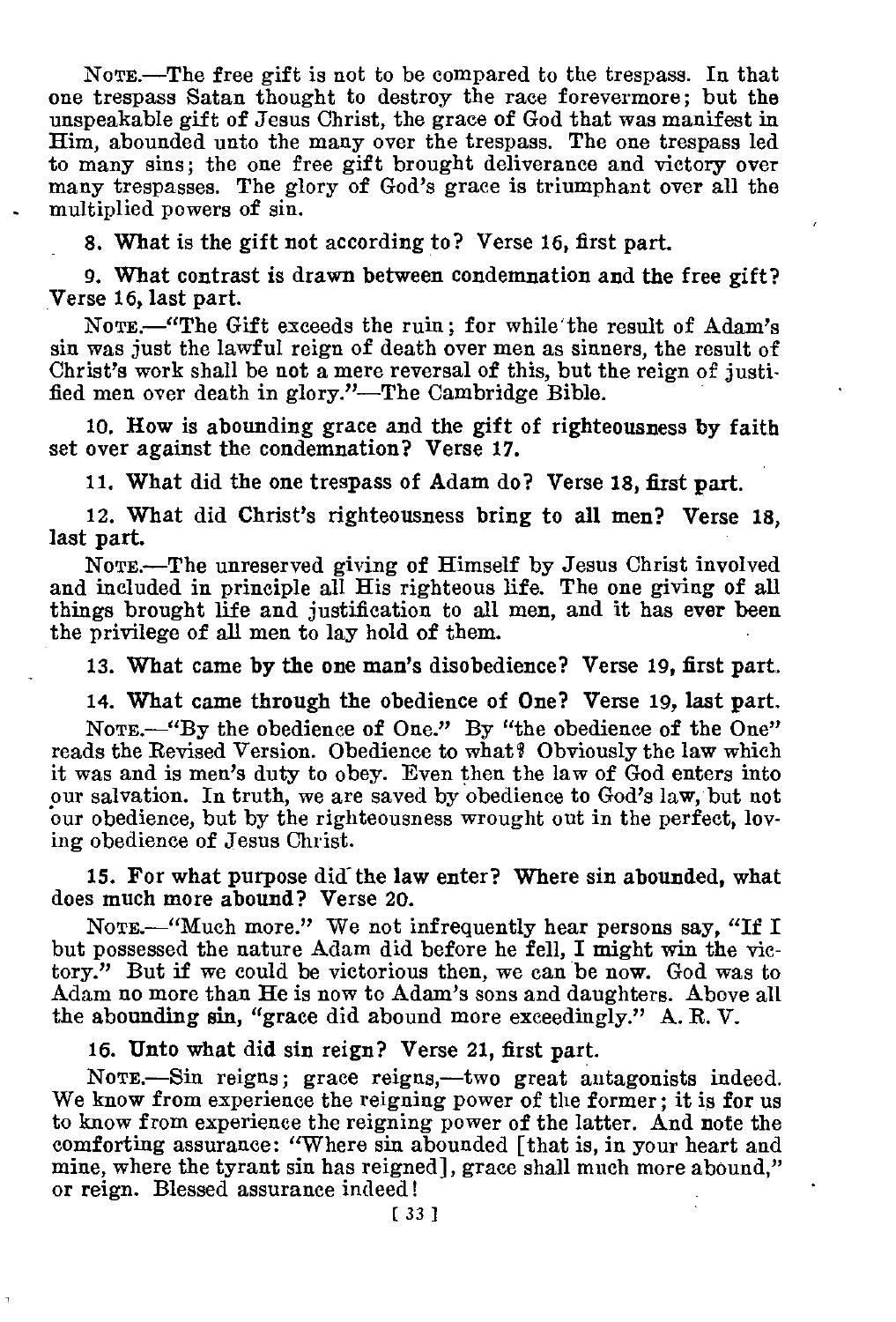NOTE.—The free gift is not to be compared to the trespass. In that one trespass Satan thought to destroy the race forevermore; but the unspeakable gift of Jesus Christ, the grace of God that was manifest in Him, abounded unto the many over the trespass. The one trespass led to many sins; the one free gift brought deliverance and victory over many trespasses. The glory of God's grace is triumphant over all the multiplied powers of sin.

**8. What is the gift not according to? Verse 16, first part.**

**9. What contrast is drawn between condemnation and the free gift? Verse 16, last part.**

NOTE.—"The Gift exceeds the ruin; for while the result of Adam's sin was just the lawful reign of death over men as sinners, the result of Christ's work shall be not a mere reversal of this, but the reign of justified men over death in glory."—The Cambridge Bible.

**10. How is abounding grace and the gift of righteousness by faith set over against the condemnation? Verse 17.**

**11. What did the one trespass of Adam do? Verse 18, first part.**

**12. What did Christ's righteousness bring to all men? Verse 18, last part.**

NOTE.—The unreserved giving of Himself by Jesus Christ involved and included in principle all His righteous life. The one giving of all things brought life and justification to all men, and it has ever been the privilege of all men to lay hold of them.

**13. What came by the one man's disobedience? Verse 19, first part.**

**14. What came through the obedience of One? Verse 19, last part.**

NOTE.—"By the obedience of One." By "the obedience of the One" reads the Revised Version. Obedience to what? Obviously the law which it was and is men's duty to obey. Even then the law of God enters into our salvation. In truth, we are saved by obedience to God's law, but not our obedience, but by the righteousness wrought out in the perfect, loving obedience of Jesus Christ.

**15. For what purpose did the law enter? Where sin abounded, what does much more abound? Verse 20.**

NOTE.—"Much more." We not infrequently hear persons say, "If I but possessed the nature Adam did before he fell, I might win the victory." But if we could be victorious then, we can be now. God was to Adam no more than He is now to Adam's sons and daughters. Above all the abounding sin, "grace did abound more exceedingly." A. R. V.

**16. Unto what did sin reign? Verse 21, first part.**

NOTE.—Sin reigns; grace reigns,—two great antagonists indeed. We know from experience the reigning power of the former; it is for us to know from experience the reigning power of the latter. And note the comforting assurance: "Where sin abounded [that is, in your heart and mine, where the tyrant sin has reigned], grace shall much more abound," or reign. Blessed assurance indeed!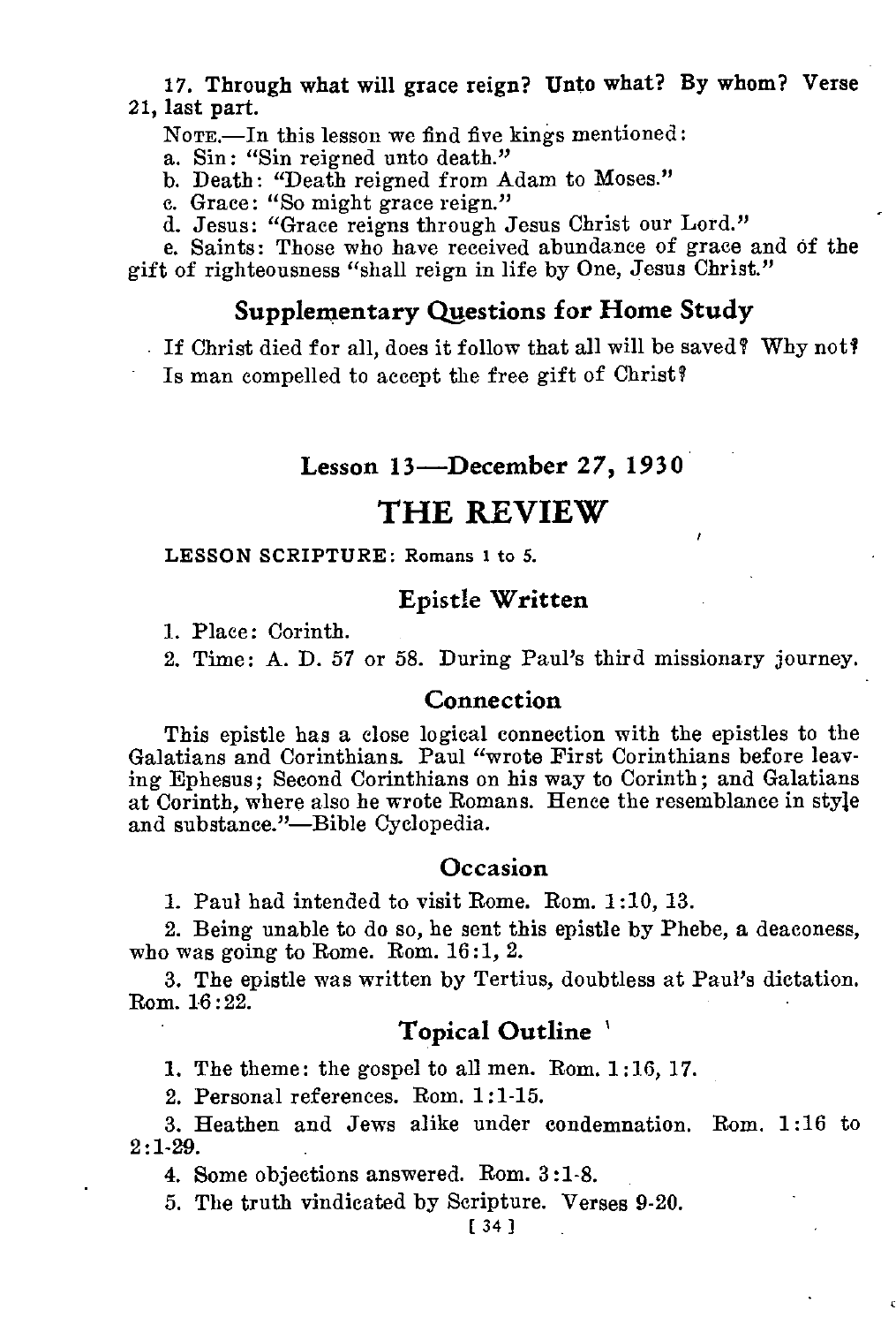**17. Through what will grace reign? Unto what? By whom? Verse 21, last part.**

NOTE.—In this lesson we find five kings mentioned:

a. Sin: "Sin reigned unto death."

b. Death: "Death reigned from Adam to Moses."

c. Grace: "So might grace reign."

d. Jesus: "Grace reigns through Jesus Christ our Lord."

e. Saints: Those who have received abundance of grace and of the gift of righteousness "shall reign in life by One, Jesus Christ."

## Supplementary Questions for Home Study

If Christ died for all, does it follow that all will be saved? Why not?

Is man compelled to accept the free gift of Christ?

## Lesson 13—December 27, 1930

# THE REVIEW

**LESSON SCRIPTURE:** Romans 1 to 5.

### Epistle Written

1. Place: Corinth.

2. Time: A. D. 57 or 58. During Paul's third missionary journey.

### Connection

This epistle has a close logical connection with the epistles to the Galatians and Corinthians. Paul "wrote First Corinthians before leaving Ephesus; Second Corinthians on his way to Corinth; and Galatians at Corinth, where also he wrote Romans. Hence the resemblance in style and substance."—Bible Cyclopedia.

### Occasion

1. Paul had intended to visit Rome. Rom. 1:10, 13.

2. Being unable to do so, he sent this epistle by Phebe, a deaconess, who was going to Rome. Rom. 16:1, 2.

3. The epistle was written by Tertius, doubtless at Paul's dictation. Rom. 16:22.

### Topical Outline

1. The theme: the gospel to all men. Rom. 1:16, 17.

2. Personal references. Rom. 1:1-15.

3. Heathen and Jews alike under condemnation. Rom. 1:16 to 2:1-29.

4. Some objections answered. Rom. 3:1-8.

5. The truth vindicated by Scripture. Verses 9-20.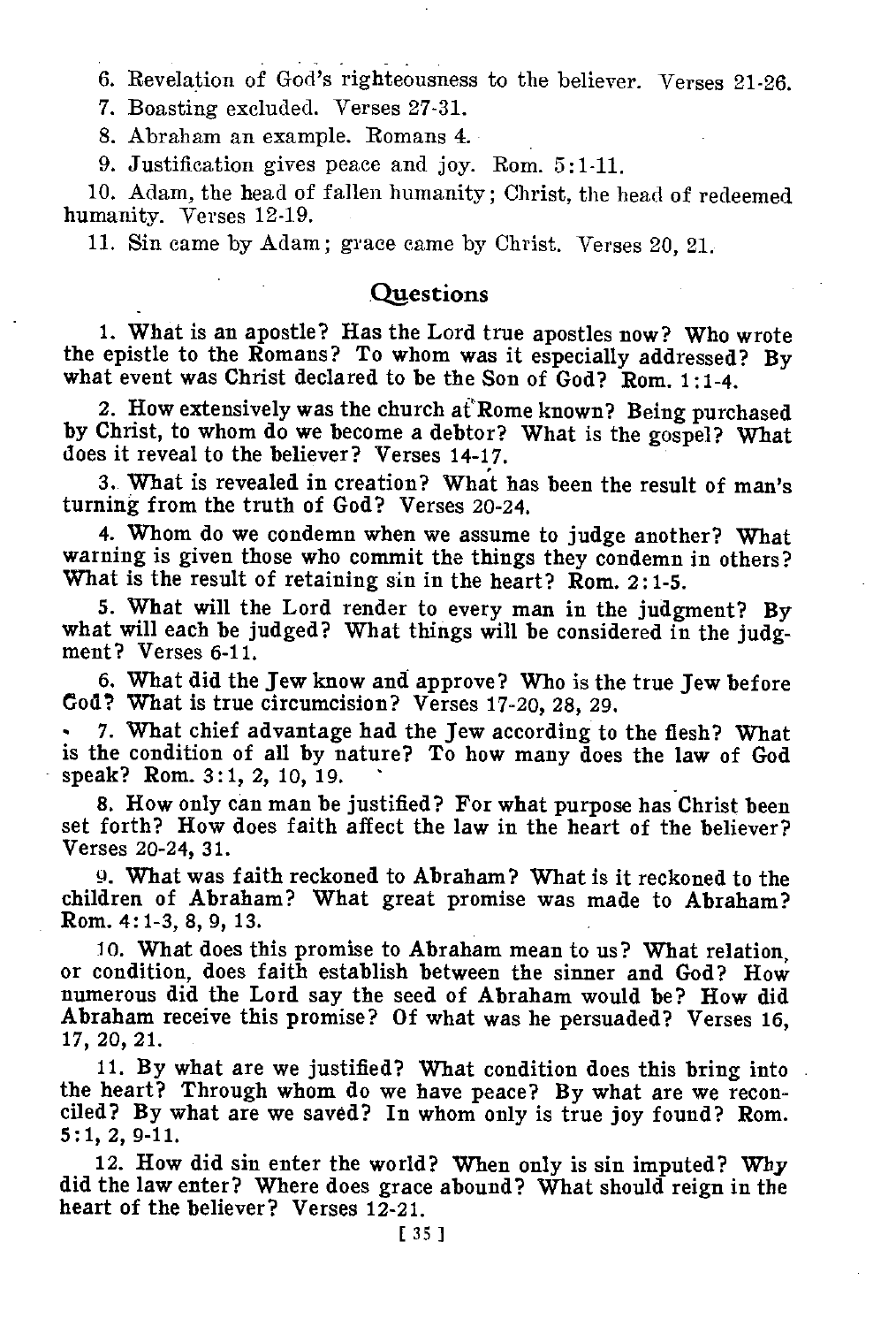6. Revelation of God's righteousness to the believer. Verses 21-26.

7. Boasting excluded. Verses 27-31.

8. Abraham an example. Romans 4.

9. Justification gives peace and joy. Rom. 5:1-11.

10. Adam, the head of fallen humanity; Christ, the head of redeemed humanity. Verses 12-19.

11. Sin came by Adam; grace came by Christ. Verses 20, 21.

## Questions

1. What is an apostle? Has the Lord true apostles now? Who wrote the epistle to the Romans? To whom was it especially addressed? By what event was Christ declared to be the Son of God? Rom. 1:1-4.

2. How extensively was the church at Rome known? Being purchased by Christ, to whom do we become a debtor? What is the gospel? What does it reveal to the believer? Verses 14-17.

3. What is revealed in creation? What has been the result of man's turning from the truth of God? Verses 20-24.

4. Whom do we condemn when we assume to judge another? What warning is given those who commit the things they condemn in others? What is the result of retaining sin in the heart? Rom. 2:1-5.

5. What will the Lord render to every man in the judgment? By what will each be judged? What things will be considered in the judgment? Verses 6-11.

6. What did the Jew know and approve? Who is the true Jew before God? What is true circumcision? Verses 17-20, 28, 29.

7. What chief advantage had the Jew according to the flesh? What is the condition of all by nature? To how many does the law of God speak? Rom. 3:1, 2, 10, 19.

8. How only can man be justified? For what purpose has Christ been set forth? How does faith affect the law in the heart of the believer? Verses 20-24, 31.

9. What was faith reckoned to Abraham? What is it reckoned to the children of Abraham? What great promise was made to Abraham? Rom. 4:1-3, 8, 9, 13.

10. What does this promise to Abraham mean to us? What relation, or condition, does faith establish between the sinner and God? How numerous did the Lord say the seed of Abraham would be? How did Abraham receive this promise? Of what was he persuaded? Verses 16, 17, 20, 21.

11. By what are we justified? What condition does this bring into the heart? Through whom do we have peace? By what are we reconciled? By what are we saved? In whom only is true joy found? Rom. 5:1, 2, 9-11.

12. How did sin enter the world? When only is sin imputed? Why did the law enter? Where does grace abound? What should reign in the heart of the believer? Verses 12-21.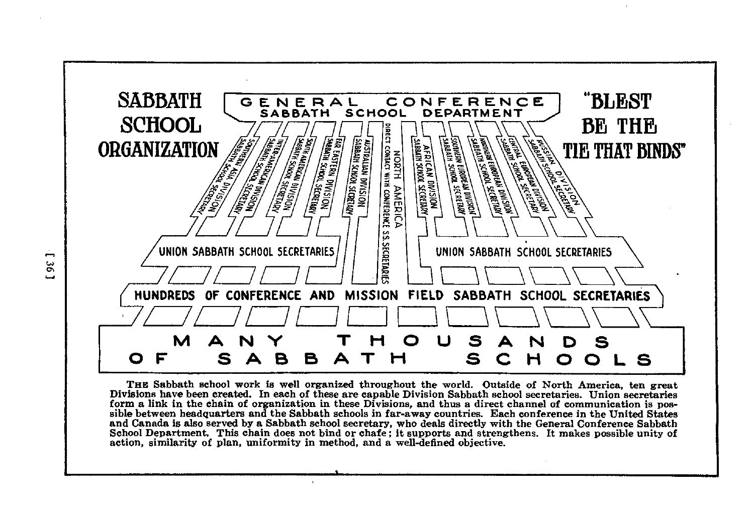SABBATH SCHOOL ORGANIZATION

"BLEST BE THE TIE THAT BINDS"

GENERAL CONFERENCE SABBATH SCHOOL DEPARTMENT

SOUTHERN ASIA DIVISION SABBATH SCHOOL SECRETARY

INTER-AMERICAN DIVISION SABBATH SCHOOL SECRETARY

SOUTH AMERICAN DIVISION SABBATH SCHOOL SECRETARY

FAR EASTERN DIVISION SABBATH SCHOOL SECRETARY

AUSTRALIAN DIVISION SABBATH SCHOOL SECRETARY

NORTH AMERICA DIRECT CONTACT WITH CONFERENCE S.S. SECRETARIES

AFRICAN DIVISION SABBATH SCHOOL SECRETARY

SOUTHERN EUROPEAN DIVISION SABBATH SCHOOL SECRETARY

NORTHERN EUROPEAN DIVISION SABBATH SCHOOL SECRETARY

CENTRAL EUROPEAN DIVISION SABBATH SCHOOL SECRETARY

RUSSIAN DIVISION SABBATH SCHOOL SECRETARY

UNION SABBATH SCHOOL SECRETARIES

UNION SABBATH SCHOOL SECRETARIES

HUNDREDS OF CONFERENCE AND MISSION FIELD SABBATH SCHOOL SECRETARIES

MANY THOUSANDS OF SABBATH SCHOOLS

THE Sabbath school work is well organized throughout the world. Outside of North America, ten great Divisions have been created. In each of these are capable Division Sabbath school secretaries. Union secretaries form a link in the chain of organization in these Divisions, and thus a direct channel of communication is possible between headquarters and the Sabbath schools in far-away countries. Each conference in the United States and Canada is also served by a Sabbath school secretary, who deals directly with the General Conference Sabbath School Department. This chain does not bind or chafe; it supports and strengthens. It makes possible unity of action, similarity of plan, uniformity in method, and a well-defined objective.